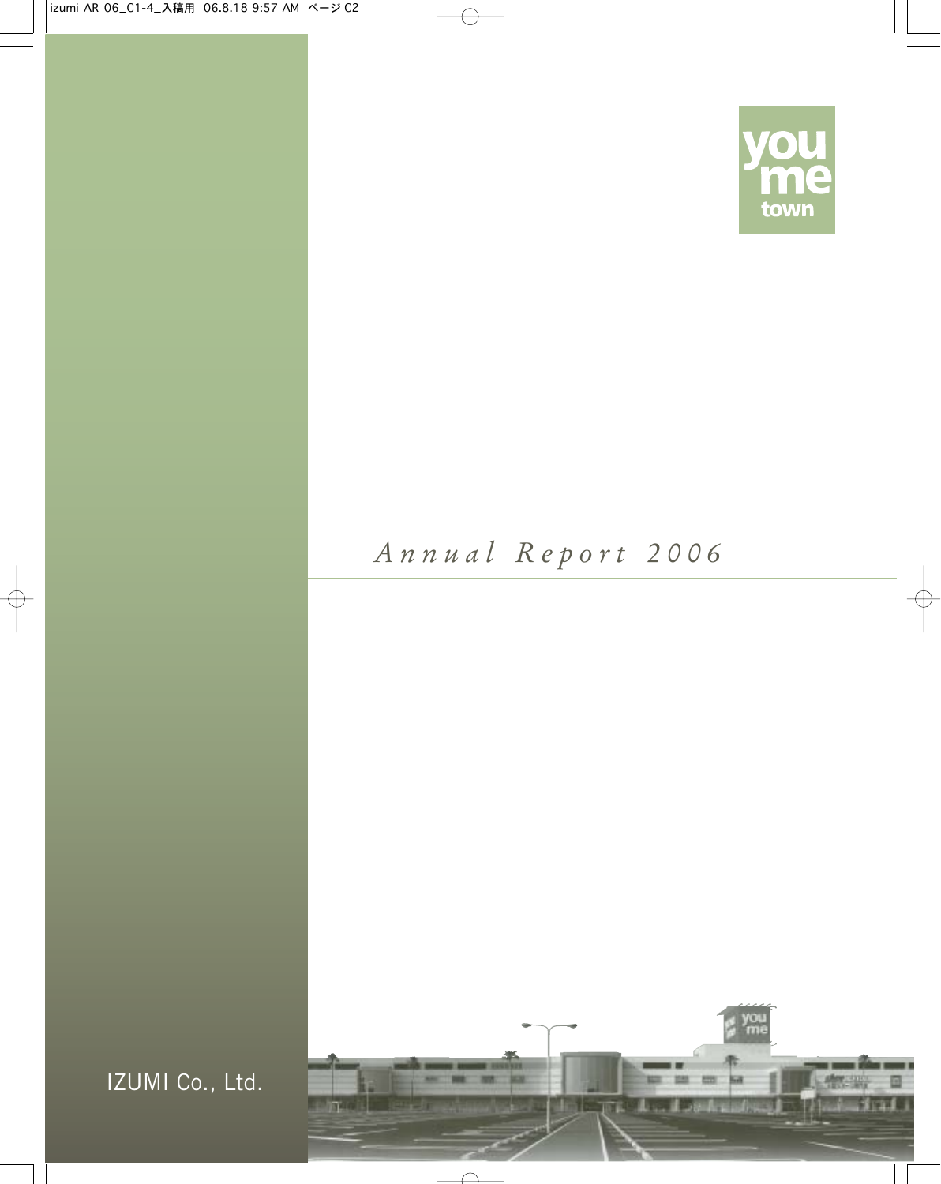you me town

# Annual Report 2006

IZUMI Co., Ltd.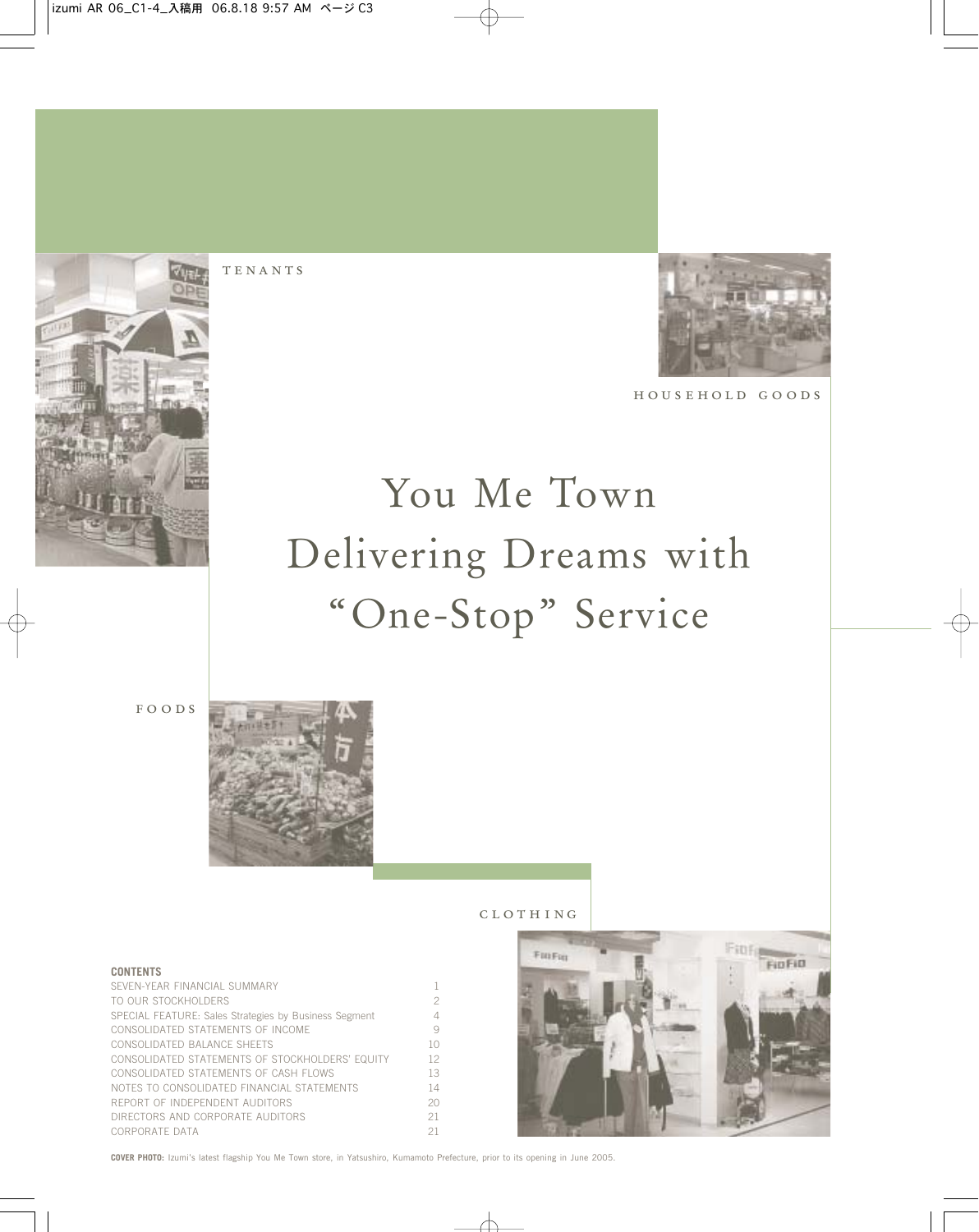TENANTS

HOUSEHOLD GOODS

# You Me Town Delivering Dreams with "One-Stop" Service

FOODS

CLOTHING

**CONTENTS**

| | |
|---|---|
| SEVEN-YEAR FINANCIAL SUMMARY | 1 |
| TO OUR STOCKHOLDERS | 2 |
| SPECIAL FEATURE: Sales Strategies by Business Segment | 4 |
| CONSOLIDATED STATEMENTS OF INCOME | 9 |
| CONSOLIDATED BALANCE SHEETS | 10 |
| CONSOLIDATED STATEMENTS OF STOCKHOLDERS' EQUITY | 12 |
| CONSOLIDATED STATEMENTS OF CASH FLOWS | 13 |
| NOTES TO CONSOLIDATED FINANCIAL STATEMENTS | 14 |
| REPORT OF INDEPENDENT AUDITORS | 20 |
| DIRECTORS AND CORPORATE AUDITORS | 21 |
| CORPORATE DATA | 21 |

**COVER PHOTO:** Izumi's latest flagship You Me Town store, in Yatsushiro, Kumamoto Prefecture, prior to its opening in June 2005.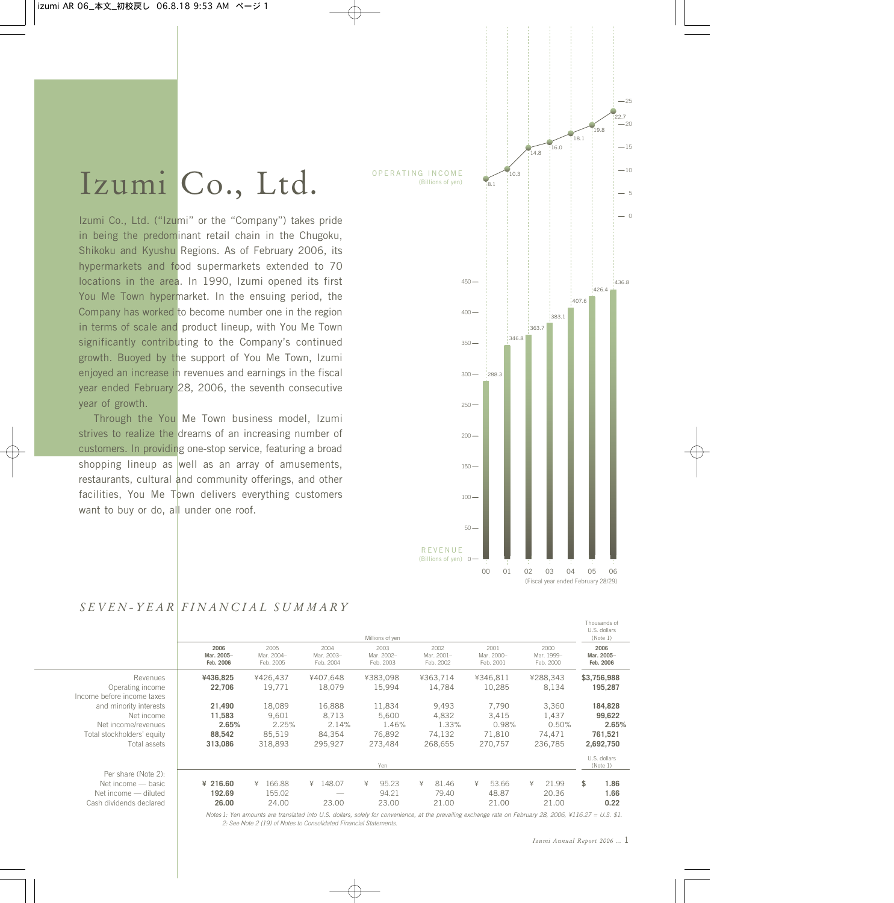# Izumi Co., Ltd.

Izumi Co., Ltd. ("Izumi" or the "Company") takes pride in being the predominant retail chain in the Chugoku, Shikoku and Kyushu Regions. As of February 2006, its hypermarkets and food supermarkets extended to 70 locations in the area. In 1990, Izumi opened its first You Me Town hypermarket. In the ensuing period, the Company has worked to become number one in the region in terms of scale and product lineup, with You Me Town significantly contributing to the Company's continued growth. Buoyed by the support of You Me Town, Izumi enjoyed an increase in revenues and earnings in the fiscal year ended February 28, 2006, the seventh consecutive year of growth.

Through the You Me Town business model, Izumi strives to realize the dreams of an increasing number of customers. In providing one-stop service, featuring a broad shopping lineup as well as an array of amusements, restaurants, cultural and community offerings, and other facilities, You Me Town delivers everything customers want to buy or do, all under one roof.

OPERATING INCOME (Billions of yen)

| | 00 | 01 | 02 | 03 | 04 | 05 | 06 |
|---|---|---|---|---|---|---|---|
| Operating income | 8.1 | 10.3 | 14.8 | 16.0 | 18.1 | 19.8 | 22.7 |
| Revenue | 288.3 | 346.8 | 363.7 | 383.1 | 407.6 | 426.4 | 436.8 |

REVENUE (Billions of yen)

(Fiscal year ended February 28/29)

## *SEVEN-YEAR FINANCIAL SUMMARY*

| | Millions of yen | | | | | | | Thousands of U.S. dollars (Note 1) |
|---|---|---|---|---|---|---|---|---|
| | **2006 Mar. 2005– Feb. 2006** | 2005 Mar. 2004– Feb. 2005 | 2004 Mar. 2003– Feb. 2004 | 2003 Mar. 2002– Feb. 2003 | 2002 Mar. 2001– Feb. 2002 | 2001 Mar. 2000– Feb. 2001 | 2000 Mar. 1999– Feb. 2000 | **2006 Mar. 2005– Feb. 2006** |
| Revenues | **¥436,825** | ¥426,437 | ¥407,648 | ¥383,098 | ¥363,714 | ¥346,811 | ¥288,343 | **$3,756,988** |
| Operating income | **22,706** | 19,771 | 18,079 | 15,994 | 14,784 | 10,285 | 8,134 | **195,287** |
| Income before income taxes and minority interests | **21,490** | 18,089 | 16,888 | 11,834 | 9,493 | 7,790 | 3,360 | **184,828** |
| Net income | **11,583** | 9,601 | 8,713 | 5,600 | 4,832 | 3,415 | 1,437 | **99,622** |
| Net income/revenues | **2.65%** | 2.25% | 2.14% | 1.46% | 1.33% | 0.98% | 0.50% | **2.65%** |
| Total stockholders' equity | **88,542** | 85,519 | 84,354 | 76,892 | 74,132 | 71,810 | 74,471 | **761,521** |
| Total assets | **313,086** | 318,893 | 295,927 | 273,484 | 268,655 | 270,757 | 236,785 | **2,692,750** |
| | Yen | | | | | | | U.S. dollars (Note 1) |
| Per share (Note 2): | | | | | | | | |
| Net income — basic | **¥ 216.60** | ¥ 166.88 | ¥ 148.07 | ¥ 95.23 | ¥ 81.46 | ¥ 53.66 | ¥ 21.99 | **$ 1.86** |
| Net income — diluted | **192.69** | 155.02 | — | 94.21 | 79.40 | 48.87 | 20.36 | **1.66** |
| Cash dividends declared | **26.00** | 24.00 | 23.00 | 23.00 | 21.00 | 21.00 | 21.00 | **0.22** |

*Notes 1: Yen amounts are translated into U.S. dollars, solely for convenience, at the prevailing exchange rate on February 28, 2006, ¥116.27 = U.S. $1.*
*2: See Note 2 (19) of Notes to Consolidated Financial Statements.*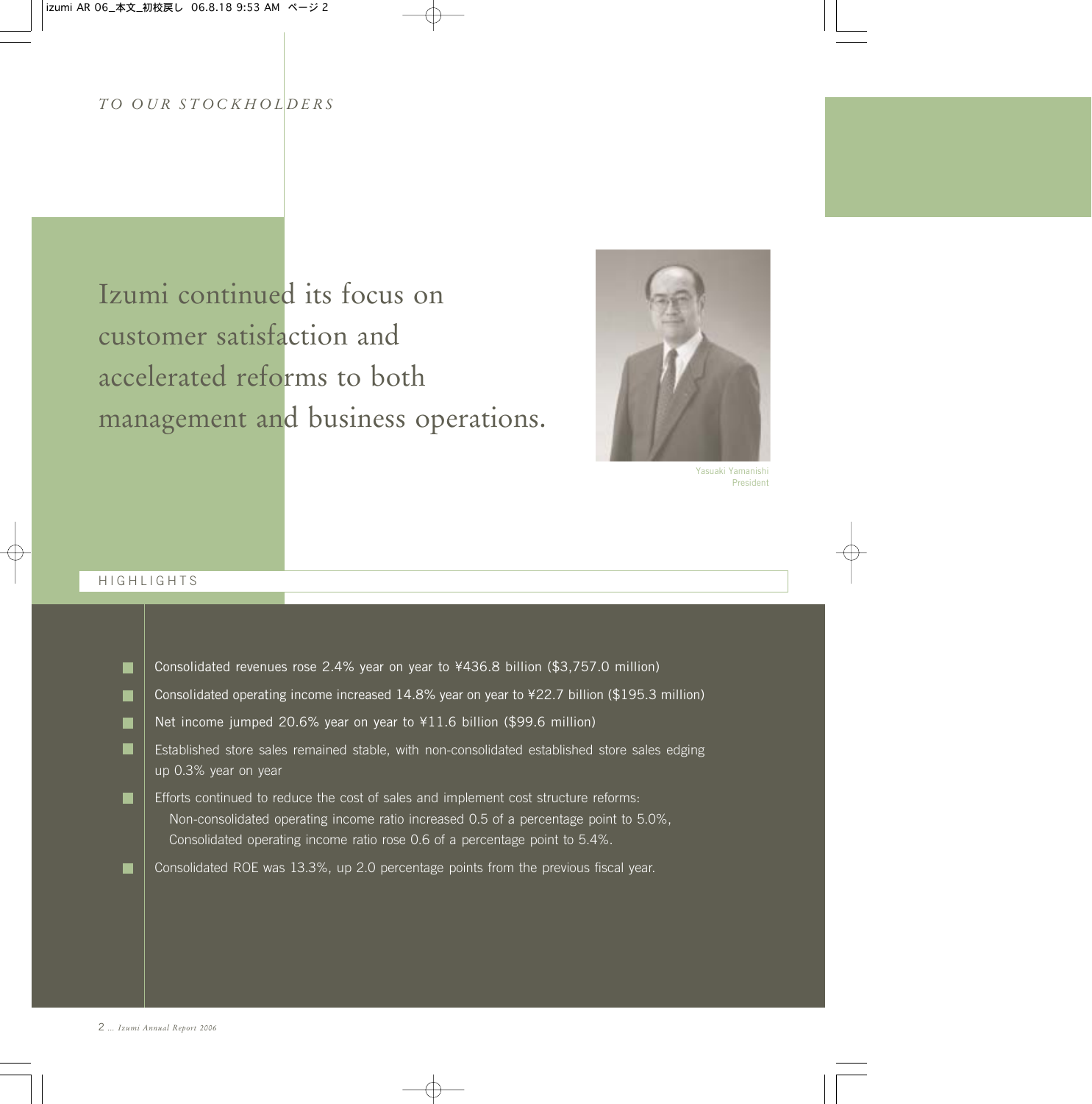*TO OUR STOCKHOLDERS*

# Izumi continued its focus on customer satisfaction and accelerated reforms to both management and business operations.

Yasuaki Yamanishi
President

## HIGHLIGHTS

- Consolidated revenues rose 2.4% year on year to ¥436.8 billion ($3,757.0 million)
- Consolidated operating income increased 14.8% year on year to ¥22.7 billion ($195.3 million)
- Net income jumped 20.6% year on year to ¥11.6 billion ($99.6 million)
- Established store sales remained stable, with non-consolidated established store sales edging up 0.3% year on year
- Efforts continued to reduce the cost of sales and implement cost structure reforms:
  - Non-consolidated operating income ratio increased 0.5 of a percentage point to 5.0%,
  - Consolidated operating income ratio rose 0.6 of a percentage point to 5.4%.
- Consolidated ROE was 13.3%, up 2.0 percentage points from the previous fiscal year.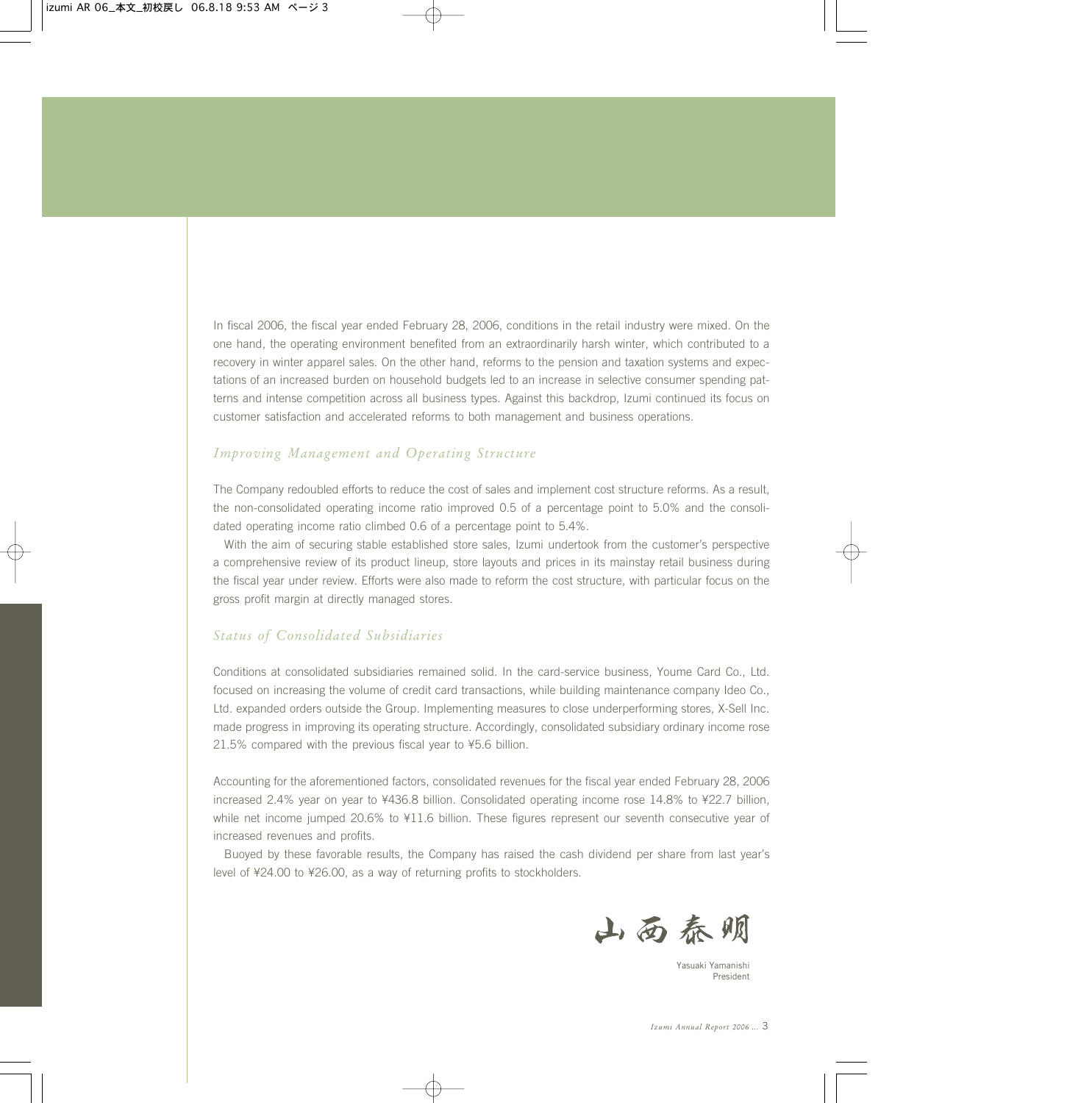In fiscal 2006, the fiscal year ended February 28, 2006, conditions in the retail industry were mixed. On the one hand, the operating environment benefited from an extraordinarily harsh winter, which contributed to a recovery in winter apparel sales. On the other hand, reforms to the pension and taxation systems and expectations of an increased burden on household budgets led to an increase in selective consumer spending patterns and intense competition across all business types. Against this backdrop, Izumi continued its focus on customer satisfaction and accelerated reforms to both management and business operations.

## *Improving Management and Operating Structure*

The Company redoubled efforts to reduce the cost of sales and implement cost structure reforms. As a result, the non-consolidated operating income ratio improved 0.5 of a percentage point to 5.0% and the consolidated operating income ratio climbed 0.6 of a percentage point to 5.4%.

With the aim of securing stable established store sales, Izumi undertook from the customer's perspective a comprehensive review of its product lineup, store layouts and prices in its mainstay retail business during the fiscal year under review. Efforts were also made to reform the cost structure, with particular focus on the gross profit margin at directly managed stores.

## *Status of Consolidated Subsidiaries*

Conditions at consolidated subsidiaries remained solid. In the card-service business, Youme Card Co., Ltd. focused on increasing the volume of credit card transactions, while building maintenance company Ideo Co., Ltd. expanded orders outside the Group. Implementing measures to close underperforming stores, X-Sell Inc. made progress in improving its operating structure. Accordingly, consolidated subsidiary ordinary income rose 21.5% compared with the previous fiscal year to ¥5.6 billion.

Accounting for the aforementioned factors, consolidated revenues for the fiscal year ended February 28, 2006 increased 2.4% year on year to ¥436.8 billion. Consolidated operating income rose 14.8% to ¥22.7 billion, while net income jumped 20.6% to ¥11.6 billion. These figures represent our seventh consecutive year of increased revenues and profits.

Buoyed by these favorable results, the Company has raised the cash dividend per share from last year's level of ¥24.00 to ¥26.00, as a way of returning profits to stockholders.

山西泰明

Yasuaki Yamanishi
President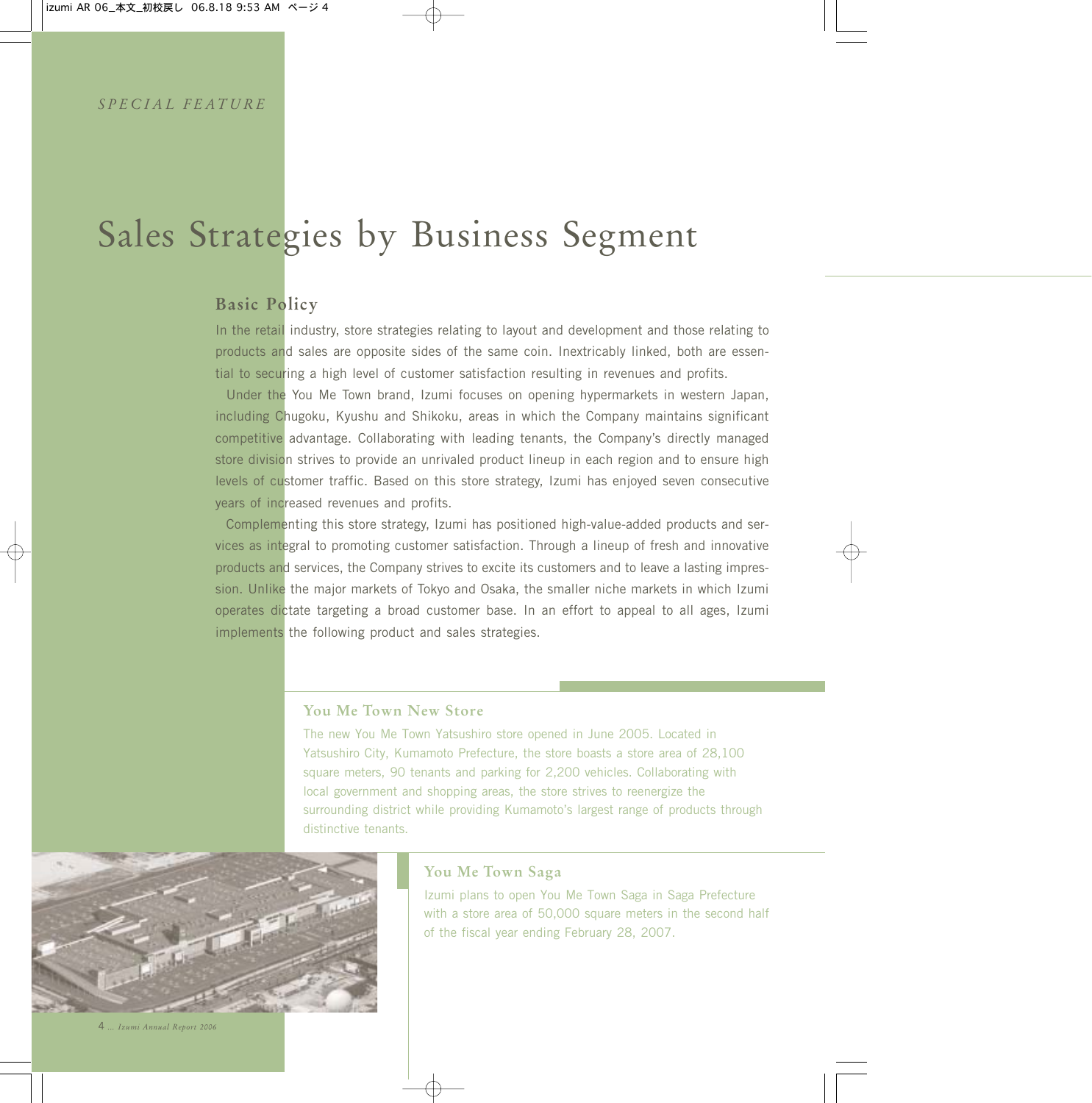*SPECIAL FEATURE*

# Sales Strategies by Business Segment

## Basic Policy

In the retail industry, store strategies relating to layout and development and those relating to products and sales are opposite sides of the same coin. Inextricably linked, both are essential to securing a high level of customer satisfaction resulting in revenues and profits.

Under the You Me Town brand, Izumi focuses on opening hypermarkets in western Japan, including Chugoku, Kyushu and Shikoku, areas in which the Company maintains significant competitive advantage. Collaborating with leading tenants, the Company's directly managed store division strives to provide an unrivaled product lineup in each region and to ensure high levels of customer traffic. Based on this store strategy, Izumi has enjoyed seven consecutive years of increased revenues and profits.

Complementing this store strategy, Izumi has positioned high-value-added products and services as integral to promoting customer satisfaction. Through a lineup of fresh and innovative products and services, the Company strives to excite its customers and to leave a lasting impression. Unlike the major markets of Tokyo and Osaka, the smaller niche markets in which Izumi operates dictate targeting a broad customer base. In an effort to appeal to all ages, Izumi implements the following product and sales strategies.

### You Me Town New Store

The new You Me Town Yatsushiro store opened in June 2005. Located in Yatsushiro City, Kumamoto Prefecture, the store boasts a store area of 28,100 square meters, 90 tenants and parking for 2,200 vehicles. Collaborating with local government and shopping areas, the store strives to reenergize the surrounding district while providing Kumamoto's largest range of products through distinctive tenants.

### You Me Town Saga

Izumi plans to open You Me Town Saga in Saga Prefecture with a store area of 50,000 square meters in the second half of the fiscal year ending February 28, 2007.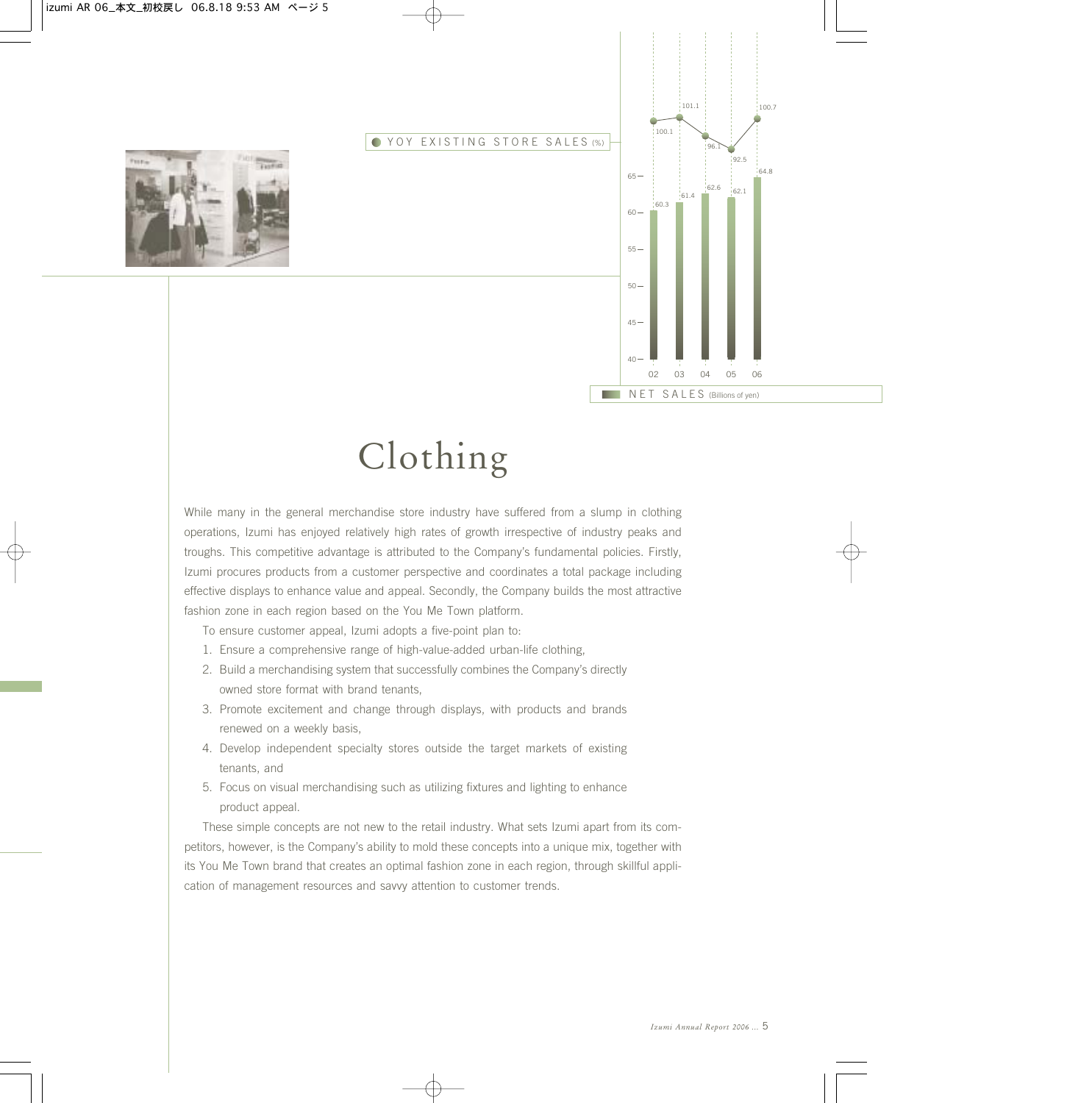YOY EXISTING STORE SALES (%)

| | 02 | 03 | 04 | 05 | 06 |
|---|---|---|---|---|---|
| YOY Existing Store Sales (%) | 100.1 | 101.1 | 96.1 | 92.5 | 100.7 |
| Net Sales (Billions of yen) | 60.3 | 61.4 | 62.6 | 62.1 | 64.8 |

NET SALES (Billions of yen)

# Clothing

While many in the general merchandise store industry have suffered from a slump in clothing operations, Izumi has enjoyed relatively high rates of growth irrespective of industry peaks and troughs. This competitive advantage is attributed to the Company's fundamental policies. Firstly, Izumi procures products from a customer perspective and coordinates a total package including effective displays to enhance value and appeal. Secondly, the Company builds the most attractive fashion zone in each region based on the You Me Town platform.

To ensure customer appeal, Izumi adopts a five-point plan to:

1. Ensure a comprehensive range of high-value-added urban-life clothing,
2. Build a merchandising system that successfully combines the Company's directly owned store format with brand tenants,
3. Promote excitement and change through displays, with products and brands renewed on a weekly basis,
4. Develop independent specialty stores outside the target markets of existing tenants, and
5. Focus on visual merchandising such as utilizing fixtures and lighting to enhance product appeal.

These simple concepts are not new to the retail industry. What sets Izumi apart from its competitors, however, is the Company's ability to mold these concepts into a unique mix, together with its You Me Town brand that creates an optimal fashion zone in each region, through skillful application of management resources and savvy attention to customer trends.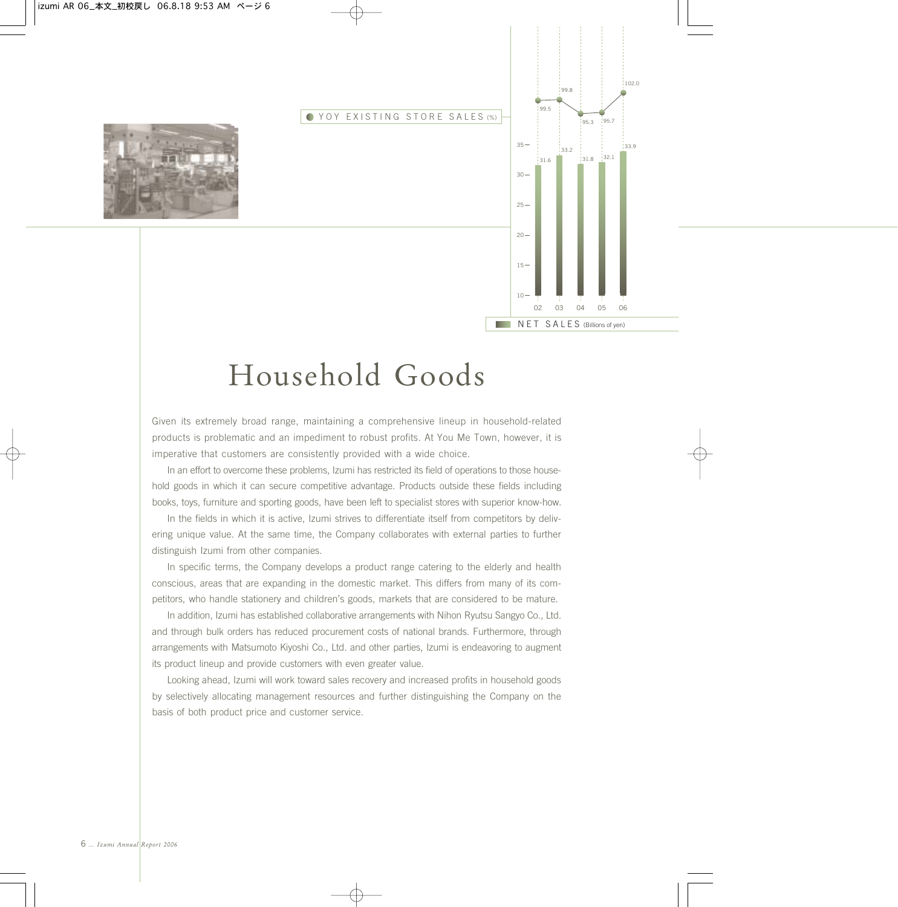| | 02 | 03 | 04 | 05 | 06 |
|---|---|---|---|---|---|
| YOY EXISTING STORE SALES (%) | 99.5 | 99.8 | 95.3 | 95.7 | 102.0 |
| NET SALES (Billions of yen) | 31.6 | 33.2 | 31.8 | 32.1 | 33.9 |

# Household Goods

Given its extremely broad range, maintaining a comprehensive lineup in household-related products is problematic and an impediment to robust profits. At You Me Town, however, it is imperative that customers are consistently provided with a wide choice.

In an effort to overcome these problems, Izumi has restricted its field of operations to those household goods in which it can secure competitive advantage. Products outside these fields including books, toys, furniture and sporting goods, have been left to specialist stores with superior know-how.

In the fields in which it is active, Izumi strives to differentiate itself from competitors by delivering unique value. At the same time, the Company collaborates with external parties to further distinguish Izumi from other companies.

In specific terms, the Company develops a product range catering to the elderly and health conscious, areas that are expanding in the domestic market. This differs from many of its competitors, who handle stationery and children's goods, markets that are considered to be mature.

In addition, Izumi has established collaborative arrangements with Nihon Ryutsu Sangyo Co., Ltd. and through bulk orders has reduced procurement costs of national brands. Furthermore, through arrangements with Matsumoto Kiyoshi Co., Ltd. and other parties, Izumi is endeavoring to augment its product lineup and provide customers with even greater value.

Looking ahead, Izumi will work toward sales recovery and increased profits in household goods by selectively allocating management resources and further distinguishing the Company on the basis of both product price and customer service.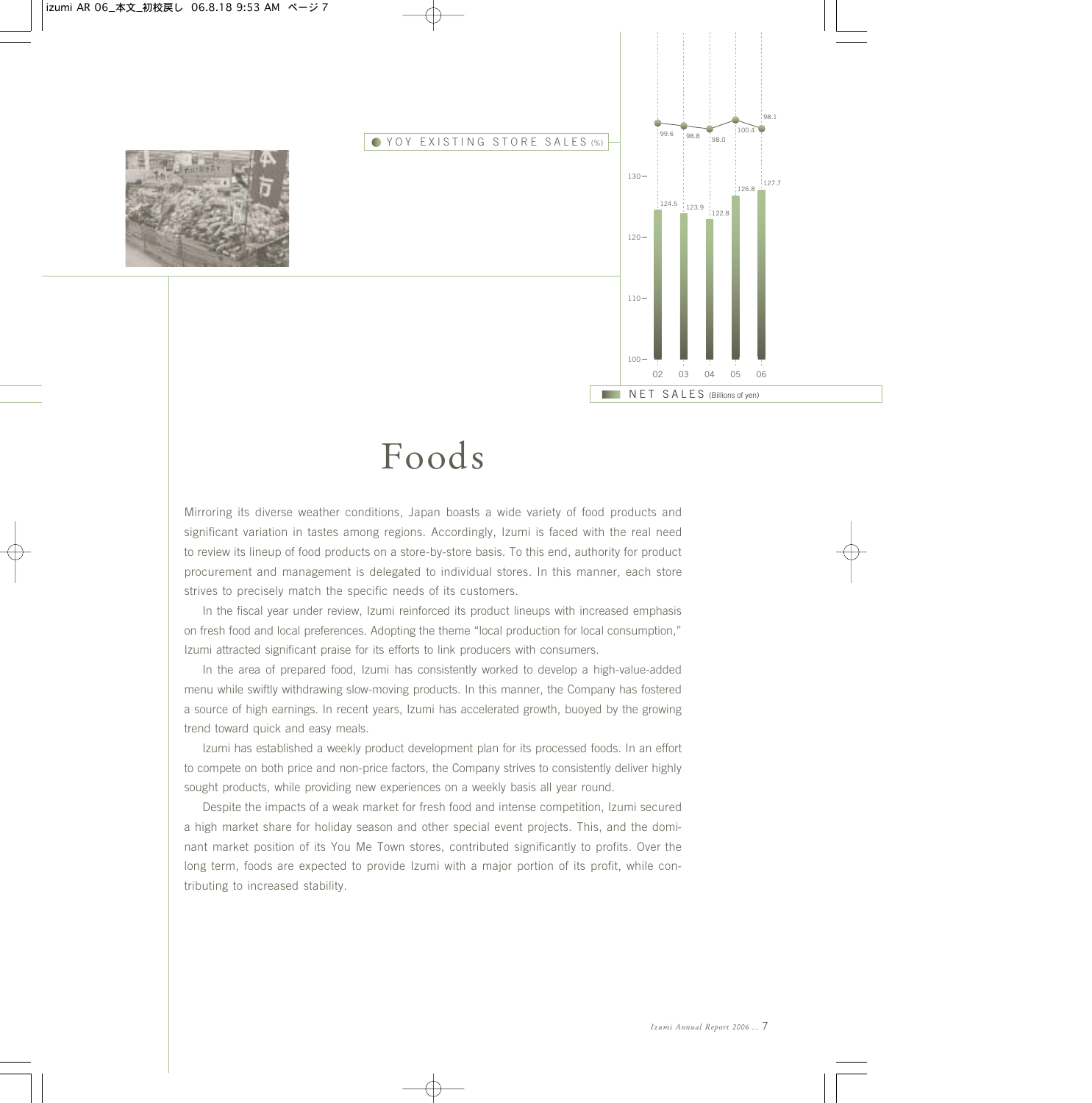YOY EXISTING STORE SALES (%)

| | 02 | 03 | 04 | 05 | 06 |
|---|---|---|---|---|---|
| YOY Existing Store Sales (%) | 99.6 | 98.8 | 98.0 | 100.4 | 98.1 |
| Net Sales (Billions of yen) | 124.5 | 123.9 | 122.8 | 126.8 | 127.7 |

NET SALES (Billions of yen)

# Foods

Mirroring its diverse weather conditions, Japan boasts a wide variety of food products and significant variation in tastes among regions. Accordingly, Izumi is faced with the real need to review its lineup of food products on a store-by-store basis. To this end, authority for product procurement and management is delegated to individual stores. In this manner, each store strives to precisely match the specific needs of its customers.

In the fiscal year under review, Izumi reinforced its product lineups with increased emphasis on fresh food and local preferences. Adopting the theme "local production for local consumption," Izumi attracted significant praise for its efforts to link producers with consumers.

In the area of prepared food, Izumi has consistently worked to develop a high-value-added menu while swiftly withdrawing slow-moving products. In this manner, the Company has fostered a source of high earnings. In recent years, Izumi has accelerated growth, buoyed by the growing trend toward quick and easy meals.

Izumi has established a weekly product development plan for its processed foods. In an effort to compete on both price and non-price factors, the Company strives to consistently deliver highly sought products, while providing new experiences on a weekly basis all year round.

Despite the impacts of a weak market for fresh food and intense competition, Izumi secured a high market share for holiday season and other special event projects. This, and the dominant market position of its You Me Town stores, contributed significantly to profits. Over the long term, foods are expected to provide Izumi with a major portion of its profit, while contributing to increased stability.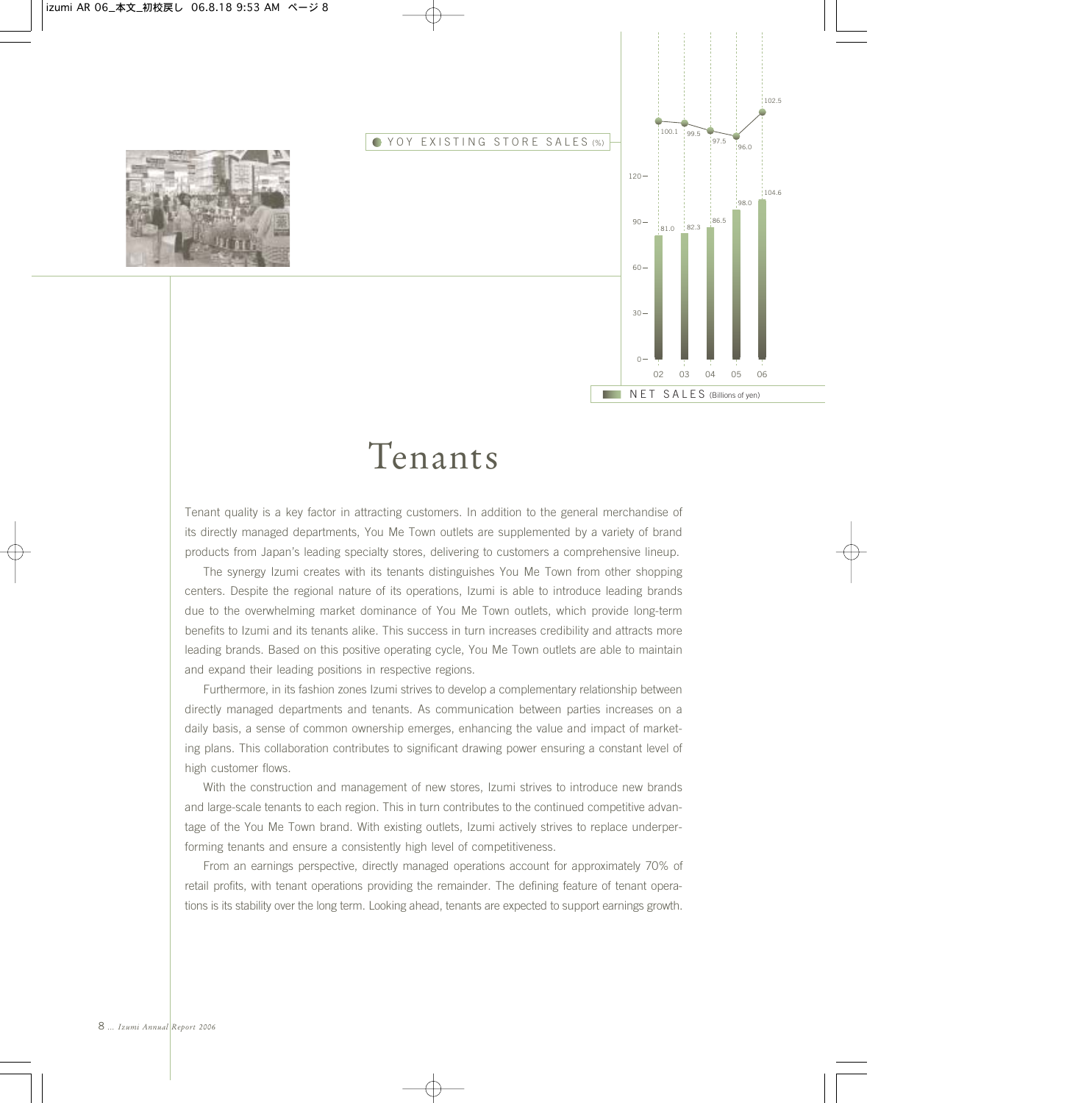YOY EXISTING STORE SALES (%)

| | 02 | 03 | 04 | 05 | 06 |
|---|---|---|---|---|---|
| YOY EXISTING STORE SALES (%) | 100.1 | 99.5 | 97.5 | 96.0 | 102.5 |
| NET SALES (Billions of yen) | 81.0 | 82.3 | 86.5 | 98.0 | 104.6 |

# Tenants

Tenant quality is a key factor in attracting customers. In addition to the general merchandise of its directly managed departments, You Me Town outlets are supplemented by a variety of brand products from Japan's leading specialty stores, delivering to customers a comprehensive lineup.

The synergy Izumi creates with its tenants distinguishes You Me Town from other shopping centers. Despite the regional nature of its operations, Izumi is able to introduce leading brands due to the overwhelming market dominance of You Me Town outlets, which provide long-term benefits to Izumi and its tenants alike. This success in turn increases credibility and attracts more leading brands. Based on this positive operating cycle, You Me Town outlets are able to maintain and expand their leading positions in respective regions.

Furthermore, in its fashion zones Izumi strives to develop a complementary relationship between directly managed departments and tenants. As communication between parties increases on a daily basis, a sense of common ownership emerges, enhancing the value and impact of marketing plans. This collaboration contributes to significant drawing power ensuring a constant level of high customer flows.

With the construction and management of new stores, Izumi strives to introduce new brands and large-scale tenants to each region. This in turn contributes to the continued competitive advantage of the You Me Town brand. With existing outlets, Izumi actively strives to replace underperforming tenants and ensure a consistently high level of competitiveness.

From an earnings perspective, directly managed operations account for approximately 70% of retail profits, with tenant operations providing the remainder. The defining feature of tenant operations is its stability over the long term. Looking ahead, tenants are expected to support earnings growth.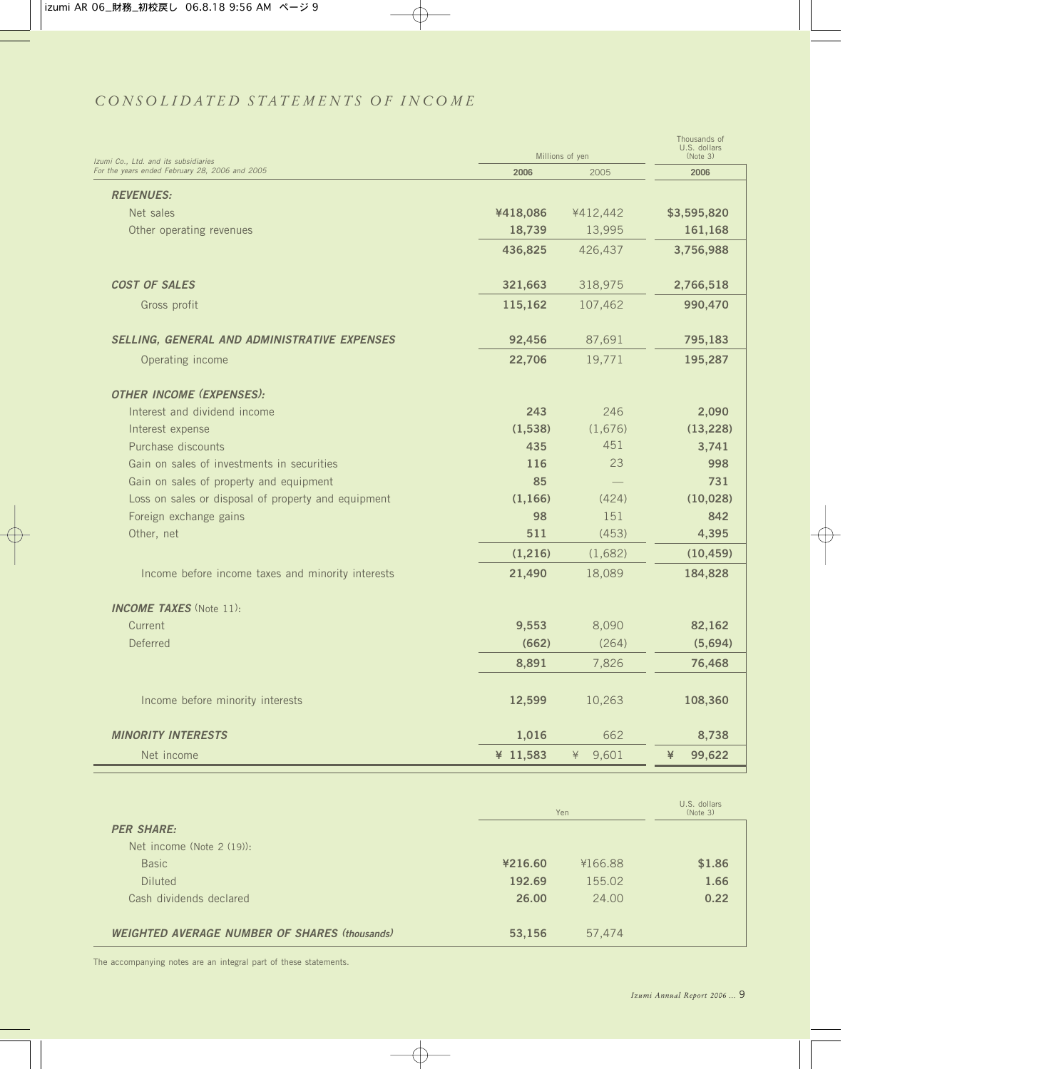# CONSOLIDATED STATEMENTS OF INCOME

*Izumi Co., Ltd. and its subsidiaries*
*For the years ended February 28, 2006 and 2005*

| | Millions of yen | | Thousands of U.S. dollars (Note 3) |
|---|---|---|---|
| | **2006** | 2005 | **2006** |
| ***REVENUES:*** | | | |
| Net sales | **¥418,086** | ¥412,442 | **$3,595,820** |
| Other operating revenues | **18,739** | 13,995 | **161,168** |
| | **436,825** | 426,437 | **3,756,988** |
| ***COST OF SALES*** | **321,663** | 318,975 | **2,766,518** |
| Gross profit | **115,162** | 107,462 | **990,470** |
| ***SELLING, GENERAL AND ADMINISTRATIVE EXPENSES*** | **92,456** | 87,691 | **795,183** |
| Operating income | **22,706** | 19,771 | **195,287** |
| ***OTHER INCOME (EXPENSES):*** | | | |
| Interest and dividend income | **243** | 246 | **2,090** |
| Interest expense | **(1,538)** | (1,676) | **(13,228)** |
| Purchase discounts | **435** | 451 | **3,741** |
| Gain on sales of investments in securities | **116** | 23 | **998** |
| Gain on sales of property and equipment | **85** | — | **731** |
| Loss on sales or disposal of property and equipment | **(1,166)** | (424) | **(10,028)** |
| Foreign exchange gains | **98** | 151 | **842** |
| Other, net | **511** | (453) | **4,395** |
| | **(1,216)** | (1,682) | **(10,459)** |
| Income before income taxes and minority interests | **21,490** | 18,089 | **184,828** |
| ***INCOME TAXES*** (Note 11): | | | |
| Current | **9,553** | 8,090 | **82,162** |
| Deferred | **(662)** | (264) | **(5,694)** |
| | **8,891** | 7,826 | **76,468** |
| Income before minority interests | **12,599** | 10,263 | **108,360** |
| ***MINORITY INTERESTS*** | **1,016** | 662 | **8,738** |
| Net income | **¥ 11,583** | ¥ 9,601 | **¥ 99,622** |

| | Yen | | U.S. dollars (Note 3) |
|---|---|---|---|
| ***PER SHARE:*** | | | |
| Net income (Note 2 (19)): | | | |
| Basic | **¥216.60** | ¥166.88 | **$1.86** |
| Diluted | **192.69** | 155.02 | **1.66** |
| Cash dividends declared | **26.00** | 24.00 | **0.22** |
| ***WEIGHTED AVERAGE NUMBER OF SHARES (thousands)*** | **53,156** | 57,474 | |

The accompanying notes are an integral part of these statements.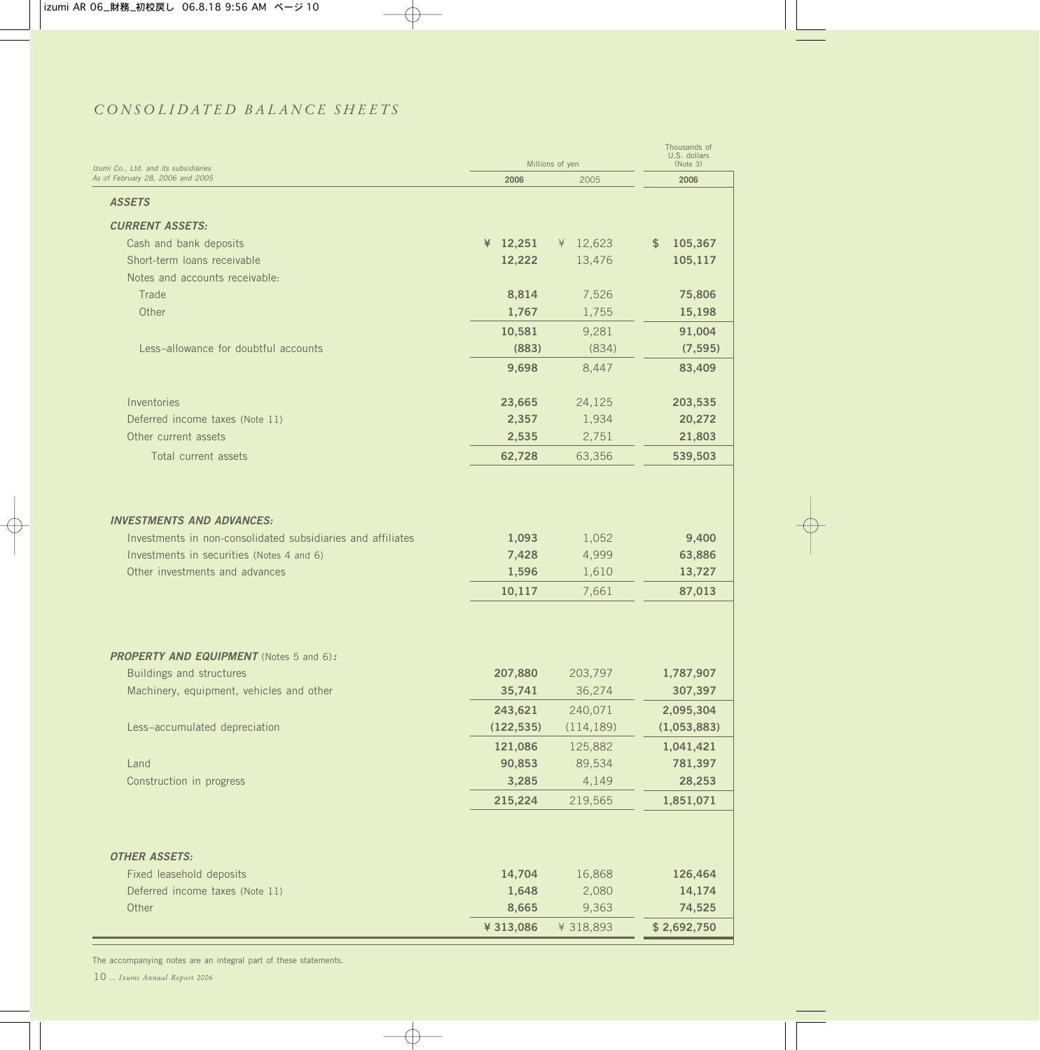# CONSOLIDATED BALANCE SHEETS

*Izumi Co., Ltd. and its subsidiaries*
*As of February 28, 2006 and 2005*

| | Millions of yen | | Thousands of U.S. dollars (Note 3) |
|---|---|---|---|
| | **2006** | 2005 | **2006** |
| ***ASSETS*** | | | |
| ***CURRENT ASSETS:*** | | | |
| Cash and bank deposits | **¥ 12,251** | ¥ 12,623 | **$ 105,367** |
| Short-term loans receivable | **12,222** | 13,476 | **105,117** |
| Notes and accounts receivable: | | | |
| Trade | **8,814** | 7,526 | **75,806** |
| Other | **1,767** | 1,755 | **15,198** |
| | **10,581** | 9,281 | **91,004** |
| Less–allowance for doubtful accounts | **(883)** | (834) | **(7,595)** |
| | **9,698** | 8,447 | **83,409** |
| Inventories | **23,665** | 24,125 | **203,535** |
| Deferred income taxes (Note 11) | **2,357** | 1,934 | **20,272** |
| Other current assets | **2,535** | 2,751 | **21,803** |
| Total current assets | **62,728** | 63,356 | **539,503** |
| ***INVESTMENTS AND ADVANCES:*** | | | |
| Investments in non-consolidated subsidiaries and affiliates | **1,093** | 1,052 | **9,400** |
| Investments in securities (Notes 4 and 6) | **7,428** | 4,999 | **63,886** |
| Other investments and advances | **1,596** | 1,610 | **13,727** |
| | **10,117** | 7,661 | **87,013** |
| ***PROPERTY AND EQUIPMENT*** (Notes 5 and 6)***:*** | | | |
| Buildings and structures | **207,880** | 203,797 | **1,787,907** |
| Machinery, equipment, vehicles and other | **35,741** | 36,274 | **307,397** |
| | **243,621** | 240,071 | **2,095,304** |
| Less–accumulated depreciation | **(122,535)** | (114,189) | **(1,053,883)** |
| | **121,086** | 125,882 | **1,041,421** |
| Land | **90,853** | 89,534 | **781,397** |
| Construction in progress | **3,285** | 4,149 | **28,253** |
| | **215,224** | 219,565 | **1,851,071** |
| ***OTHER ASSETS:*** | | | |
| Fixed leasehold deposits | **14,704** | 16,868 | **126,464** |
| Deferred income taxes (Note 11) | **1,648** | 2,080 | **14,174** |
| Other | **8,665** | 9,363 | **74,525** |
| | **¥ 313,086** | ¥ 318,893 | **$ 2,692,750** |

The accompanying notes are an integral part of these statements.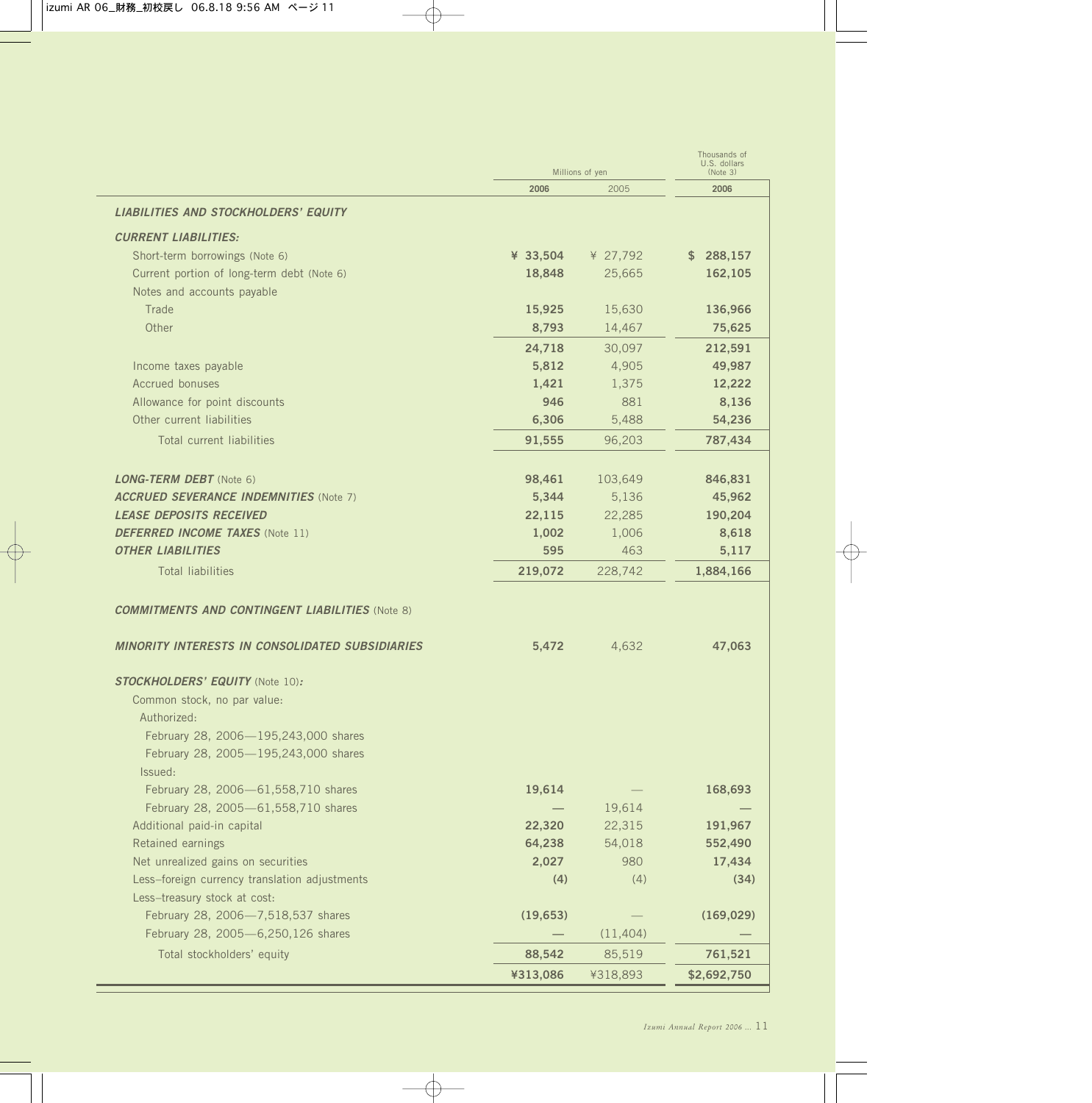| | Millions of yen | | Thousands of U.S. dollars (Note 3) |
|---|---|---|---|
| | 2006 | 2005 | 2006 |
| ***LIABILITIES AND STOCKHOLDERS' EQUITY*** | | | |
| ***CURRENT LIABILITIES:*** | | | |
| Short-term borrowings (Note 6) | ¥ 33,504 | ¥ 27,792 | $ 288,157 |
| Current portion of long-term debt (Note 6) | 18,848 | 25,665 | 162,105 |
| Notes and accounts payable | | | |
| Trade | 15,925 | 15,630 | 136,966 |
| Other | 8,793 | 14,467 | 75,625 |
| | 24,718 | 30,097 | 212,591 |
| Income taxes payable | 5,812 | 4,905 | 49,987 |
| Accrued bonuses | 1,421 | 1,375 | 12,222 |
| Allowance for point discounts | 946 | 881 | 8,136 |
| Other current liabilities | 6,306 | 5,488 | 54,236 |
| Total current liabilities | 91,555 | 96,203 | 787,434 |
| ***LONG-TERM DEBT*** (Note 6) | 98,461 | 103,649 | 846,831 |
| ***ACCRUED SEVERANCE INDEMNITIES*** (Note 7) | 5,344 | 5,136 | 45,962 |
| ***LEASE DEPOSITS RECEIVED*** | 22,115 | 22,285 | 190,204 |
| ***DEFERRED INCOME TAXES*** (Note 11) | 1,002 | 1,006 | 8,618 |
| ***OTHER LIABILITIES*** | 595 | 463 | 5,117 |
| Total liabilities | 219,072 | 228,742 | 1,884,166 |
| ***COMMITMENTS AND CONTINGENT LIABILITIES*** (Note 8) | | | |
| ***MINORITY INTERESTS IN CONSOLIDATED SUBSIDIARIES*** | 5,472 | 4,632 | 47,063 |
| ***STOCKHOLDERS' EQUITY*** (Note 10)***:*** | | | |
| Common stock, no par value: | | | |
| Authorized: | | | |
| February 28, 2006—195,243,000 shares | | | |
| February 28, 2005—195,243,000 shares | | | |
| Issued: | | | |
| February 28, 2006—61,558,710 shares | 19,614 | — | 168,693 |
| February 28, 2005—61,558,710 shares | — | 19,614 | — |
| Additional paid-in capital | 22,320 | 22,315 | 191,967 |
| Retained earnings | 64,238 | 54,018 | 552,490 |
| Net unrealized gains on securities | 2,027 | 980 | 17,434 |
| Less–foreign currency translation adjustments | (4) | (4) | (34) |
| Less–treasury stock at cost: | | | |
| February 28, 2006—7,518,537 shares | (19,653) | — | (169,029) |
| February 28, 2005—6,250,126 shares | — | (11,404) | — |
| Total stockholders' equity | 88,542 | 85,519 | 761,521 |
| | ¥313,086 | ¥318,893 | $2,692,750 |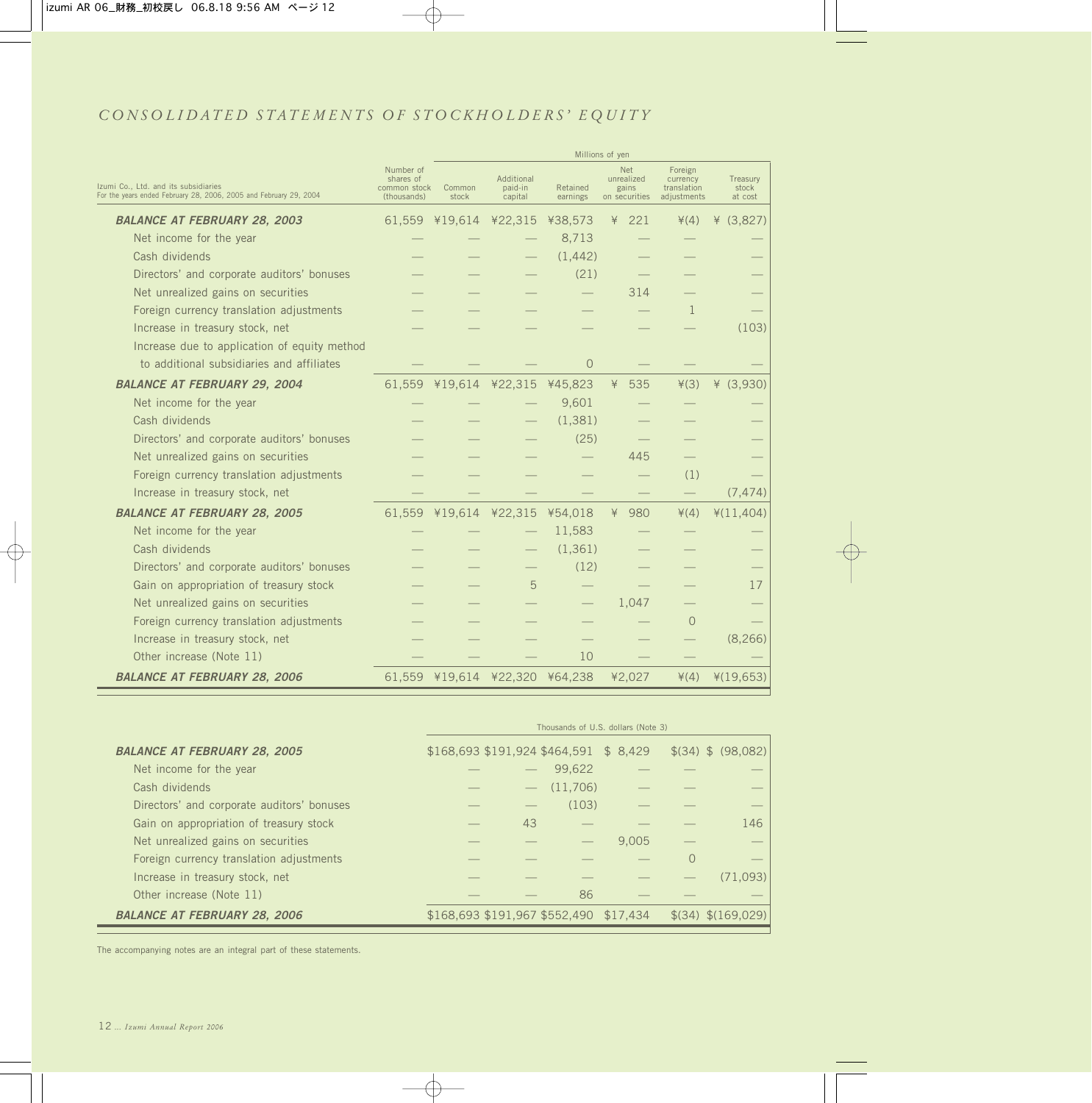# CONSOLIDATED STATEMENTS OF STOCKHOLDERS' EQUITY

Izumi Co., Ltd. and its subsidiaries
For the years ended February 28, 2006, 2005 and February 29, 2004

| | Number of shares of common stock (thousands) | Millions of yen | | | | | |
|---|---|---|---|---|---|---|---|
| | | Common stock | Additional paid-in capital | Retained earnings | Net unrealized gains on securities | Foreign currency translation adjustments | Treasury stock at cost |
| ***BALANCE AT FEBRUARY 28, 2003*** | 61,559 | ¥19,614 | ¥22,315 | ¥38,573 | ¥ 221 | ¥(4) | ¥ (3,827) |
| Net income for the year | — | — | — | 8,713 | — | — | — |
| Cash dividends | — | — | — | (1,442) | — | — | — |
| Directors' and corporate auditors' bonuses | — | — | — | (21) | — | — | — |
| Net unrealized gains on securities | — | — | — | — | 314 | — | — |
| Foreign currency translation adjustments | — | — | — | — | — | 1 | — |
| Increase in treasury stock, net | — | — | — | — | — | — | (103) |
| Increase due to application of equity method to additional subsidiaries and affiliates | — | — | — | 0 | — | — | — |
| ***BALANCE AT FEBRUARY 29, 2004*** | 61,559 | ¥19,614 | ¥22,315 | ¥45,823 | ¥ 535 | ¥(3) | ¥ (3,930) |
| Net income for the year | — | — | — | 9,601 | — | — | — |
| Cash dividends | — | — | — | (1,381) | — | — | — |
| Directors' and corporate auditors' bonuses | — | — | — | (25) | — | — | — |
| Net unrealized gains on securities | — | — | — | — | 445 | — | — |
| Foreign currency translation adjustments | — | — | — | — | — | (1) | — |
| Increase in treasury stock, net | — | — | — | — | — | — | (7,474) |
| ***BALANCE AT FEBRUARY 28, 2005*** | 61,559 | ¥19,614 | ¥22,315 | ¥54,018 | ¥ 980 | ¥(4) | ¥(11,404) |
| Net income for the year | — | — | — | 11,583 | — | — | — |
| Cash dividends | — | — | — | (1,361) | — | — | — |
| Directors' and corporate auditors' bonuses | — | — | — | (12) | — | — | — |
| Gain on appropriation of treasury stock | — | — | 5 | — | — | — | 17 |
| Net unrealized gains on securities | — | — | — | — | 1,047 | — | — |
| Foreign currency translation adjustments | — | — | — | — | — | 0 | — |
| Increase in treasury stock, net | — | — | — | — | — | — | (8,266) |
| Other increase (Note 11) | — | — | — | 10 | — | — | — |
| ***BALANCE AT FEBRUARY 28, 2006*** | 61,559 | ¥19,614 | ¥22,320 | ¥64,238 | ¥2,027 | ¥(4) | ¥(19,653) |

| | Thousands of U.S. dollars (Note 3) | | | | | |
|---|---|---|---|---|---|---|
| | Common stock | Additional paid-in capital | Retained earnings | Net unrealized gains on securities | Foreign currency translation adjustments | Treasury stock at cost |
| ***BALANCE AT FEBRUARY 28, 2005*** | $168,693 | $191,924 | $464,591 | $ 8,429 | $(34) | $ (98,082) |
| Net income for the year | — | — | 99,622 | — | — | — |
| Cash dividends | — | — | (11,706) | — | — | — |
| Directors' and corporate auditors' bonuses | — | — | (103) | — | — | — |
| Gain on appropriation of treasury stock | — | 43 | — | — | — | 146 |
| Net unrealized gains on securities | — | — | — | 9,005 | — | — |
| Foreign currency translation adjustments | — | — | — | — | 0 | — |
| Increase in treasury stock, net | — | — | — | — | — | (71,093) |
| Other increase (Note 11) | — | — | 86 | — | — | — |
| ***BALANCE AT FEBRUARY 28, 2006*** | $168,693 | $191,967 | $552,490 | $17,434 | $(34) | $(169,029) |

The accompanying notes are an integral part of these statements.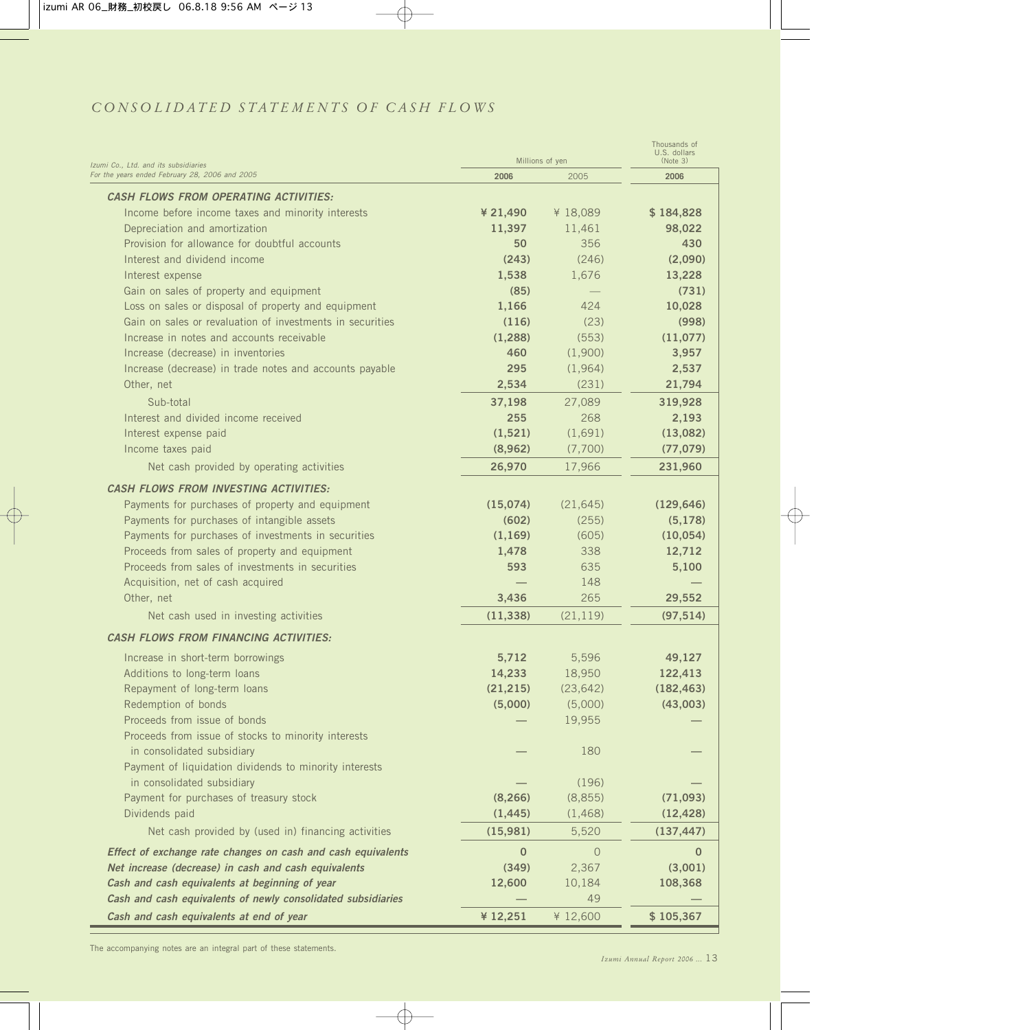# *CONSOLIDATED STATEMENTS OF CASH FLOWS*

*Izumi Co., Ltd. and its subsidiaries*
*For the years ended February 28, 2006 and 2005*

| | Millions of yen | | Thousands of U.S. dollars (Note 3) |
|---|---|---|---|
| | **2006** | 2005 | **2006** |
| ***CASH FLOWS FROM OPERATING ACTIVITIES:*** | | | |
| Income before income taxes and minority interests | **¥ 21,490** | ¥ 18,089 | **$ 184,828** |
| Depreciation and amortization | **11,397** | 11,461 | **98,022** |
| Provision for allowance for doubtful accounts | **50** | 356 | **430** |
| Interest and dividend income | **(243)** | (246) | **(2,090)** |
| Interest expense | **1,538** | 1,676 | **13,228** |
| Gain on sales of property and equipment | **(85)** | — | **(731)** |
| Loss on sales or disposal of property and equipment | **1,166** | 424 | **10,028** |
| Gain on sales or revaluation of investments in securities | **(116)** | (23) | **(998)** |
| Increase in notes and accounts receivable | **(1,288)** | (553) | **(11,077)** |
| Increase (decrease) in inventories | **460** | (1,900) | **3,957** |
| Increase (decrease) in trade notes and accounts payable | **295** | (1,964) | **2,537** |
| Other, net | **2,534** | (231) | **21,794** |
| Sub-total | **37,198** | 27,089 | **319,928** |
| Interest and divided income received | **255** | 268 | **2,193** |
| Interest expense paid | **(1,521)** | (1,691) | **(13,082)** |
| Income taxes paid | **(8,962)** | (7,700) | **(77,079)** |
| Net cash provided by operating activities | **26,970** | 17,966 | **231,960** |
| ***CASH FLOWS FROM INVESTING ACTIVITIES:*** | | | |
| Payments for purchases of property and equipment | **(15,074)** | (21,645) | **(129,646)** |
| Payments for purchases of intangible assets | **(602)** | (255) | **(5,178)** |
| Payments for purchases of investments in securities | **(1,169)** | (605) | **(10,054)** |
| Proceeds from sales of property and equipment | **1,478** | 338 | **12,712** |
| Proceeds from sales of investments in securities | **593** | 635 | **5,100** |
| Acquisition, net of cash acquired | **—** | 148 | **—** |
| Other, net | **3,436** | 265 | **29,552** |
| Net cash used in investing activities | **(11,338)** | (21,119) | **(97,514)** |
| ***CASH FLOWS FROM FINANCING ACTIVITIES:*** | | | |
| Increase in short-term borrowings | **5,712** | 5,596 | **49,127** |
| Additions to long-term loans | **14,233** | 18,950 | **122,413** |
| Repayment of long-term loans | **(21,215)** | (23,642) | **(182,463)** |
| Redemption of bonds | **(5,000)** | (5,000) | **(43,003)** |
| Proceeds from issue of bonds | **—** | 19,955 | **—** |
| Proceeds from issue of stocks to minority interests in consolidated subsidiary | **—** | 180 | **—** |
| Payment of liquidation dividends to minority interests in consolidated subsidiary | **—** | (196) | **—** |
| Payment for purchases of treasury stock | **(8,266)** | (8,855) | **(71,093)** |
| Dividends paid | **(1,445)** | (1,468) | **(12,428)** |
| Net cash provided by (used in) financing activities | **(15,981)** | 5,520 | **(137,447)** |
| ***Effect of exchange rate changes on cash and cash equivalents*** | **0** | 0 | **0** |
| ***Net increase (decrease) in cash and cash equivalents*** | **(349)** | 2,367 | **(3,001)** |
| ***Cash and cash equivalents at beginning of year*** | **12,600** | 10,184 | **108,368** |
| ***Cash and cash equivalents of newly consolidated subsidiaries*** | **—** | 49 | **—** |
| ***Cash and cash equivalents at end of year*** | **¥ 12,251** | ¥ 12,600 | **$ 105,367** |

The accompanying notes are an integral part of these statements.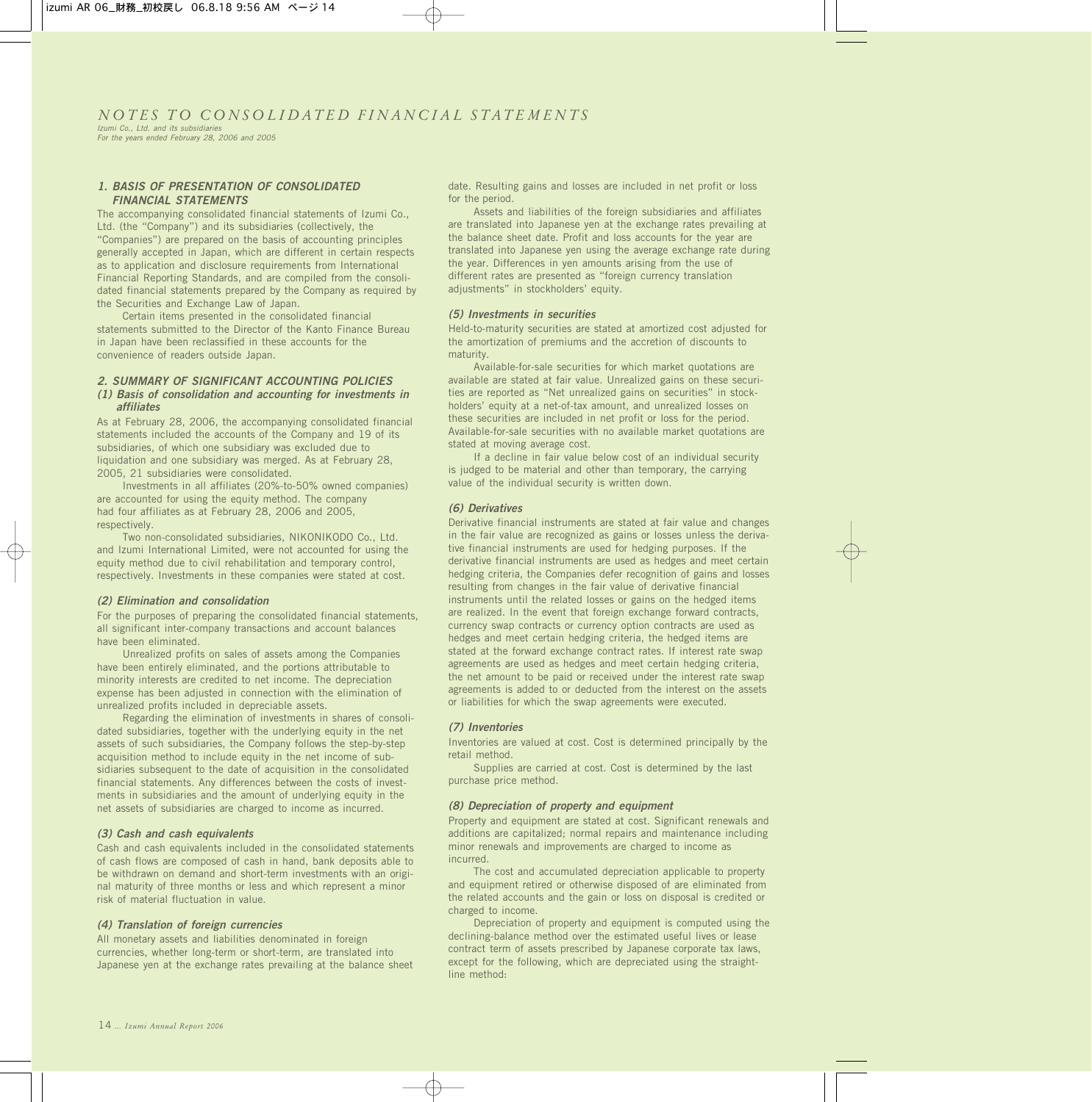# NOTES TO CONSOLIDATED FINANCIAL STATEMENTS

*Izumi Co., Ltd. and its subsidiaries*
*For the years ended February 28, 2006 and 2005*

## 1. BASIS OF PRESENTATION OF CONSOLIDATED FINANCIAL STATEMENTS

The accompanying consolidated financial statements of Izumi Co., Ltd. (the "Company") and its subsidiaries (collectively, the "Companies") are prepared on the basis of accounting principles generally accepted in Japan, which are different in certain respects as to application and disclosure requirements from International Financial Reporting Standards, and are compiled from the consolidated financial statements prepared by the Company as required by the Securities and Exchange Law of Japan.

Certain items presented in the consolidated financial statements submitted to the Director of the Kanto Finance Bureau in Japan have been reclassified in these accounts for the convenience of readers outside Japan.

## 2. SUMMARY OF SIGNIFICANT ACCOUNTING POLICIES

### (1) Basis of consolidation and accounting for investments in affiliates

As at February 28, 2006, the accompanying consolidated financial statements included the accounts of the Company and 19 of its subsidiaries, of which one subsidiary was excluded due to liquidation and one subsidiary was merged. As at February 28, 2005, 21 subsidiaries were consolidated.

Investments in all affiliates (20%-to-50% owned companies) are accounted for using the equity method. The company had four affiliates as at February 28, 2006 and 2005, respectively.

Two non-consolidated subsidiaries, NIKONIKODO Co., Ltd. and Izumi International Limited, were not accounted for using the equity method due to civil rehabilitation and temporary control, respectively. Investments in these companies were stated at cost.

### (2) Elimination and consolidation

For the purposes of preparing the consolidated financial statements, all significant inter-company transactions and account balances have been eliminated.

Unrealized profits on sales of assets among the Companies have been entirely eliminated, and the portions attributable to minority interests are credited to net income. The depreciation expense has been adjusted in connection with the elimination of unrealized profits included in depreciable assets.

Regarding the elimination of investments in shares of consolidated subsidiaries, together with the underlying equity in the net assets of such subsidiaries, the Company follows the step-by-step acquisition method to include equity in the net income of subsidiaries subsequent to the date of acquisition in the consolidated financial statements. Any differences between the costs of investments in subsidiaries and the amount of underlying equity in the net assets of subsidiaries are charged to income as incurred.

### (3) Cash and cash equivalents

Cash and cash equivalents included in the consolidated statements of cash flows are composed of cash in hand, bank deposits able to be withdrawn on demand and short-term investments with an original maturity of three months or less and which represent a minor risk of material fluctuation in value.

### (4) Translation of foreign currencies

All monetary assets and liabilities denominated in foreign currencies, whether long-term or short-term, are translated into Japanese yen at the exchange rates prevailing at the balance sheet date. Resulting gains and losses are included in net profit or loss for the period.

Assets and liabilities of the foreign subsidiaries and affiliates are translated into Japanese yen at the exchange rates prevailing at the balance sheet date. Profit and loss accounts for the year are translated into Japanese yen using the average exchange rate during the year. Differences in yen amounts arising from the use of different rates are presented as "foreign currency translation adjustments" in stockholders' equity.

### (5) Investments in securities

Held-to-maturity securities are stated at amortized cost adjusted for the amortization of premiums and the accretion of discounts to maturity.

Available-for-sale securities for which market quotations are available are stated at fair value. Unrealized gains on these securities are reported as "Net unrealized gains on securities" in stockholders' equity at a net-of-tax amount, and unrealized losses on these securities are included in net profit or loss for the period. Available-for-sale securities with no available market quotations are stated at moving average cost.

If a decline in fair value below cost of an individual security is judged to be material and other than temporary, the carrying value of the individual security is written down.

### (6) Derivatives

Derivative financial instruments are stated at fair value and changes in the fair value are recognized as gains or losses unless the derivative financial instruments are used for hedging purposes. If the derivative financial instruments are used as hedges and meet certain hedging criteria, the Companies defer recognition of gains and losses resulting from changes in the fair value of derivative financial instruments until the related losses or gains on the hedged items are realized. In the event that foreign exchange forward contracts, currency swap contracts or currency option contracts are used as hedges and meet certain hedging criteria, the hedged items are stated at the forward exchange contract rates. If interest rate swap agreements are used as hedges and meet certain hedging criteria, the net amount to be paid or received under the interest rate swap agreements is added to or deducted from the interest on the assets or liabilities for which the swap agreements were executed.

### (7) Inventories

Inventories are valued at cost. Cost is determined principally by the retail method.

Supplies are carried at cost. Cost is determined by the last purchase price method.

### (8) Depreciation of property and equipment

Property and equipment are stated at cost. Significant renewals and additions are capitalized; normal repairs and maintenance including minor renewals and improvements are charged to income as incurred.

The cost and accumulated depreciation applicable to property and equipment retired or otherwise disposed of are eliminated from the related accounts and the gain or loss on disposal is credited or charged to income.

Depreciation of property and equipment is computed using the declining-balance method over the estimated useful lives or lease contract term of assets prescribed by Japanese corporate tax laws, except for the following, which are depreciated using the straight-line method: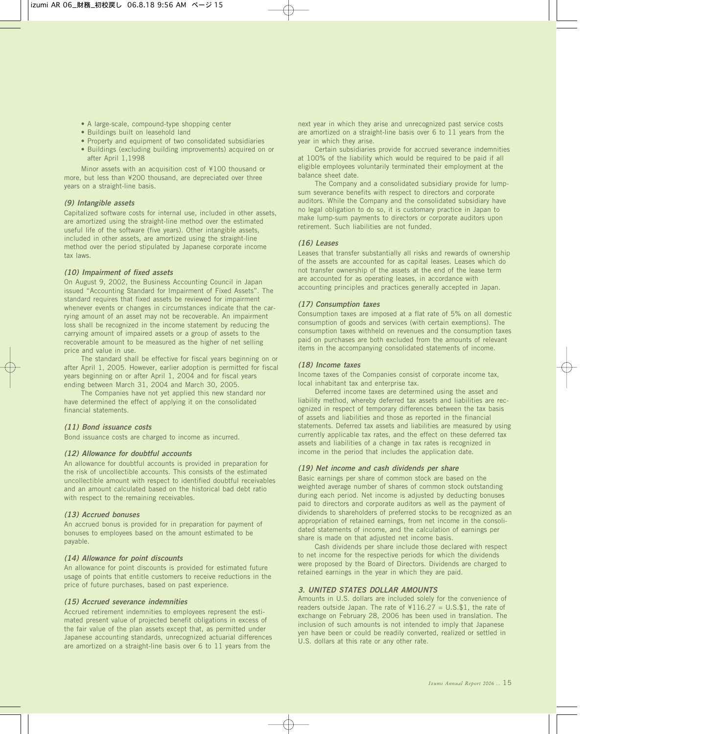- A large-scale, compound-type shopping center
- Buildings built on leasehold land
- Property and equipment of two consolidated subsidiaries
- Buildings (excluding building improvements) acquired on or after April 1,1998

Minor assets with an acquisition cost of ¥100 thousand or more, but less than ¥200 thousand, are depreciated over three years on a straight-line basis.

### *(9) Intangible assets*

Capitalized software costs for internal use, included in other assets, are amortized using the straight-line method over the estimated useful life of the software (five years). Other intangible assets, included in other assets, are amortized using the straight-line method over the period stipulated by Japanese corporate income tax laws.

### *(10) Impairment of fixed assets*

On August 9, 2002, the Business Accounting Council in Japan issued "Accounting Standard for Impairment of Fixed Assets". The standard requires that fixed assets be reviewed for impairment whenever events or changes in circumstances indicate that the carrying amount of an asset may not be recoverable. An impairment loss shall be recognized in the income statement by reducing the carrying amount of impaired assets or a group of assets to the recoverable amount to be measured as the higher of net selling price and value in use.

The standard shall be effective for fiscal years beginning on or after April 1, 2005. However, earlier adoption is permitted for fiscal years beginning on or after April 1, 2004 and for fiscal years ending between March 31, 2004 and March 30, 2005.

The Companies have not yet applied this new standard nor have determined the effect of applying it on the consolidated financial statements.

### *(11) Bond issuance costs*

Bond issuance costs are charged to income as incurred.

### *(12) Allowance for doubtful accounts*

An allowance for doubtful accounts is provided in preparation for the risk of uncollectible accounts. This consists of the estimated uncollectible amount with respect to identified doubtful receivables and an amount calculated based on the historical bad debt ratio with respect to the remaining receivables.

### *(13) Accrued bonuses*

An accrued bonus is provided for in preparation for payment of bonuses to employees based on the amount estimated to be payable.

### *(14) Allowance for point discounts*

An allowance for point discounts is provided for estimated future usage of points that entitle customers to receive reductions in the price of future purchases, based on past experience.

### *(15) Accrued severance indemnities*

Accrued retirement indemnities to employees represent the estimated present value of projected benefit obligations in excess of the fair value of the plan assets except that, as permitted under Japanese accounting standards, unrecognized actuarial differences are amortized on a straight-line basis over 6 to 11 years from the next year in which they arise and unrecognized past service costs are amortized on a straight-line basis over 6 to 11 years from the year in which they arise.

Certain subsidiaries provide for accrued severance indemnities at 100% of the liability which would be required to be paid if all eligible employees voluntarily terminated their employment at the balance sheet date.

The Company and a consolidated subsidiary provide for lump-sum severance benefits with respect to directors and corporate auditors. While the Company and the consolidated subsidiary have no legal obligation to do so, it is customary practice in Japan to make lump-sum payments to directors or corporate auditors upon retirement. Such liabilities are not funded.

### *(16) Leases*

Leases that transfer substantially all risks and rewards of ownership of the assets are accounted for as capital leases. Leases which do not transfer ownership of the assets at the end of the lease term are accounted for as operating leases, in accordance with accounting principles and practices generally accepted in Japan.

### *(17) Consumption taxes*

Consumption taxes are imposed at a flat rate of 5% on all domestic consumption of goods and services (with certain exemptions). The consumption taxes withheld on revenues and the consumption taxes paid on purchases are both excluded from the amounts of relevant items in the accompanying consolidated statements of income.

### *(18) Income taxes*

Income taxes of the Companies consist of corporate income tax, local inhabitant tax and enterprise tax.

Deferred income taxes are determined using the asset and liability method, whereby deferred tax assets and liabilities are recognized in respect of temporary differences between the tax basis of assets and liabilities and those as reported in the financial statements. Deferred tax assets and liabilities are measured by using currently applicable tax rates, and the effect on these deferred tax assets and liabilities of a change in tax rates is recognized in income in the period that includes the application date.

### *(19) Net income and cash dividends per share*

Basic earnings per share of common stock are based on the weighted average number of shares of common stock outstanding during each period. Net income is adjusted by deducting bonuses paid to directors and corporate auditors as well as the payment of dividends to shareholders of preferred stocks to be recognized as an appropriation of retained earnings, from net income in the consolidated statements of income, and the calculation of earnings per share is made on that adjusted net income basis.

Cash dividends per share include those declared with respect to net income for the respective periods for which the dividends were proposed by the Board of Directors. Dividends are charged to retained earnings in the year in which they are paid.

## *3. UNITED STATES DOLLAR AMOUNTS*

Amounts in U.S. dollars are included solely for the convenience of readers outside Japan. The rate of ¥116.27 = U.S.$1, the rate of exchange on February 28, 2006 has been used in translation. The inclusion of such amounts is not intended to imply that Japanese yen have been or could be readily converted, realized or settled in U.S. dollars at this rate or any other rate.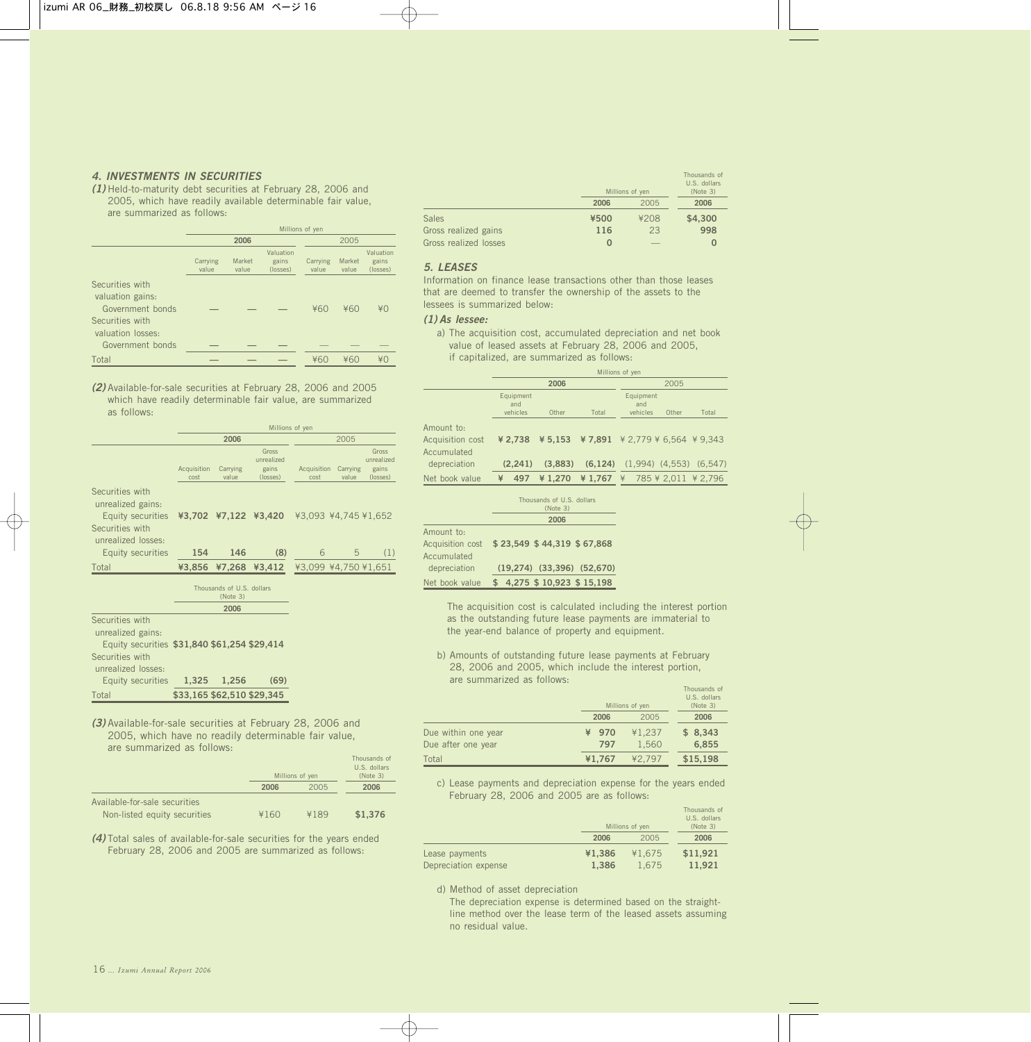## *4. INVESTMENTS IN SECURITIES*

***(1)*** Held-to-maturity debt securities at February 28, 2006 and 2005, which have readily available determinable fair value, are summarized as follows:

| | Millions of yen | | | | | |
|---|---|---|---|---|---|---|
| | 2006 | | | 2005 | | |
| | Carrying value | Market value | Valuation gains (losses) | Carrying value | Market value | Valuation gains (losses) |
| Securities with valuation gains: | | | | | | |
| Government bonds | — | — | — | ¥60 | ¥60 | ¥0 |
| Securities with valuation losses: | | | | | | |
| Government bonds | — | — | — | — | — | — |
| Total | — | — | — | ¥60 | ¥60 | ¥0 |

***(2)*** Available-for-sale securities at February 28, 2006 and 2005 which have readily determinable fair value, are summarized as follows:

| | Millions of yen | | | | | |
|---|---|---|---|---|---|---|
| | 2006 | | | 2005 | | |
| | Acquisition cost | Carrying value | Gross unrealized gains (losses) | Acquisition cost | Carrying value | Gross unrealized gains (losses) |
| Securities with unrealized gains: | | | | | | |
| Equity securities | **¥3,702** | **¥7,122** | **¥3,420** | ¥3,093 | ¥4,745 | ¥1,652 |
| Securities with unrealized losses: | | | | | | |
| Equity securities | **154** | **146** | **(8)** | 6 | 5 | (1) |
| Total | **¥3,856** | **¥7,268** | **¥3,412** | ¥3,099 | ¥4,750 | ¥1,651 |

| | Thousands of U.S. dollars (Note 3) | | |
|---|---|---|---|
| | 2006 | | |
| Securities with unrealized gains: | | | |
| Equity securities | **$31,840** | **$61,254** | **$29,414** |
| Securities with unrealized losses: | | | |
| Equity securities | **1,325** | **1,256** | **(69)** |
| Total | **$33,165** | **$62,510** | **$29,345** |

***(3)*** Available-for-sale securities at February 28, 2006 and 2005, which have no readily determinable fair value, are summarized as follows:

| | Millions of yen | | Thousands of U.S. dollars (Note 3) |
|---|---|---|---|
| | 2006 | 2005 | 2006 |
| Available-for-sale securities | | | |
| Non-listed equity securities | ¥160 | ¥189 | **$1,376** |

***(4)*** Total sales of available-for-sale securities for the years ended February 28, 2006 and 2005 are summarized as follows:

| | Millions of yen | | Thousands of U.S. dollars (Note 3) |
|---|---|---|---|
| | 2006 | 2005 | 2006 |
| Sales | **¥500** | ¥208 | **$4,300** |
| Gross realized gains | **116** | 23 | **998** |
| Gross realized losses | **0** | — | **0** |

## *5. LEASES*

Information on finance lease transactions other than those leases that are deemed to transfer the ownership of the assets to the lessees is summarized below:

***(1) As lessee:***

a) The acquisition cost, accumulated depreciation and net book value of leased assets at February 28, 2006 and 2005, if capitalized, are summarized as follows:

| | Millions of yen | | | | | |
|---|---|---|---|---|---|---|
| | 2006 | | | 2005 | | |
| | Equipment and vehicles | Other | Total | Equipment and vehicles | Other | Total |
| Amount to: | | | | | | |
| Acquisition cost | **¥ 2,738** | **¥ 5,153** | **¥ 7,891** | ¥ 2,779 | ¥ 6,564 | ¥ 9,343 |
| Accumulated depreciation | **(2,241)** | **(3,883)** | **(6,124)** | (1,994) | (4,553) | (6,547) |
| Net book value | **¥ 497** | **¥ 1,270** | **¥ 1,767** | ¥ 785 | ¥ 2,011 | ¥ 2,796 |

| | Thousands of U.S. dollars (Note 3) | | |
|---|---|---|---|
| | 2006 | | |
| Amount to: | | | |
| Acquisition cost | **$ 23,549** | **$ 44,319** | **$ 67,868** |
| Accumulated depreciation | **(19,274)** | **(33,396)** | **(52,670)** |
| Net book value | **$ 4,275** | **$ 10,923** | **$ 15,198** |

The acquisition cost is calculated including the interest portion as the outstanding future lease payments are immaterial to the year-end balance of property and equipment.

b) Amounts of outstanding future lease payments at February 28, 2006 and 2005, which include the interest portion, are summarized as follows:

| | Millions of yen | | Thousands of U.S. dollars (Note 3) |
|---|---|---|---|
| | 2006 | 2005 | 2006 |
| Due within one year | **¥ 970** | ¥1,237 | **$ 8,343** |
| Due after one year | **797** | 1,560 | **6,855** |
| Total | **¥1,767** | ¥2,797 | **$15,198** |

c) Lease payments and depreciation expense for the years ended February 28, 2006 and 2005 are as follows:

| | Millions of yen | | Thousands of U.S. dollars (Note 3) |
|---|---|---|---|
| | 2006 | 2005 | 2006 |
| Lease payments | **¥1,386** | ¥1,675 | **$11,921** |
| Depreciation expense | **1,386** | 1,675 | **11,921** |

d) Method of asset depreciation

The depreciation expense is determined based on the straight-line method over the lease term of the leased assets assuming no residual value.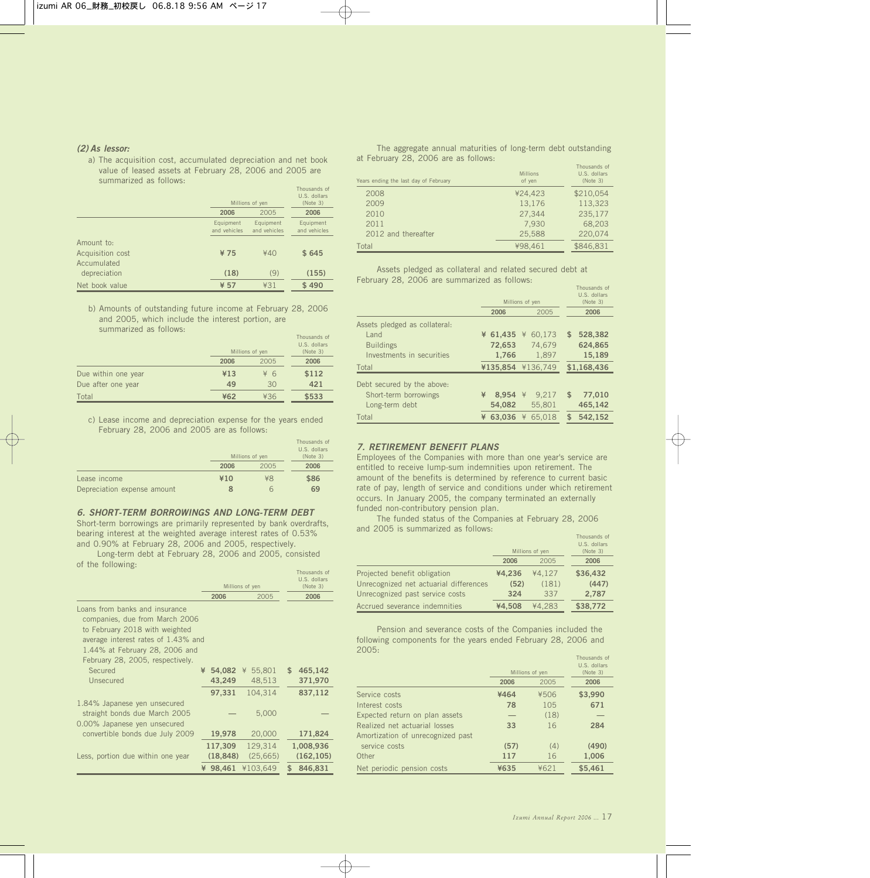### *(2) As lessor:*

a) The acquisition cost, accumulated depreciation and net book value of leased assets at February 28, 2006 and 2005 are summarized as follows:

| | Millions of yen | | Thousands of U.S. dollars (Note 3) |
|---|---|---|---|
| | 2006 | 2005 | 2006 |
| | Equipment and vehicles | Equipment and vehicles | Equipment and vehicles |
| Amount to: | | | |
| Acquisition cost | ¥ 75 | ¥40 | $ 645 |
| Accumulated depreciation | (18) | (9) | (155) |
| Net book value | ¥ 57 | ¥31 | $ 490 |

b) Amounts of outstanding future income at February 28, 2006 and 2005, which include the interest portion, are summarized as follows:

| | Millions of yen | | Thousands of U.S. dollars (Note 3) |
|---|---|---|---|
| | 2006 | 2005 | 2006 |
| Due within one year | ¥13 | ¥ 6 | $112 |
| Due after one year | 49 | 30 | 421 |
| Total | ¥62 | ¥36 | $533 |

c) Lease income and depreciation expense for the years ended February 28, 2006 and 2005 are as follows:

| | Millions of yen | | Thousands of U.S. dollars (Note 3) |
|---|---|---|---|
| | 2006 | 2005 | 2006 |
| Lease income | ¥10 | ¥8 | $86 |
| Depreciation expense amount | 8 | 6 | 69 |

### *6. SHORT-TERM BORROWINGS AND LONG-TERM DEBT*

Short-term borrowings are primarily represented by bank overdrafts, bearing interest at the weighted average interest rates of 0.53% and 0.90% at February 28, 2006 and 2005, respectively.

Long-term debt at February 28, 2006 and 2005, consisted of the following:

| | Millions of yen | | Thousands of U.S. dollars (Note 3) |
|---|---|---|---|
| | 2006 | 2005 | 2006 |
| Loans from banks and insurance companies, due from March 2006 to February 2018 with weighted average interest rates of 1.43% and 1.44% at February 28, 2006 and February 28, 2005, respectively. | | | |
| Secured | ¥ 54,082 | ¥ 55,801 | $ 465,142 |
| Unsecured | 43,249 | 48,513 | 371,970 |
| | 97,331 | 104,314 | 837,112 |
| 1.84% Japanese yen unsecured straight bonds due March 2005 | — | 5,000 | — |
| 0.00% Japanese yen unsecured convertible bonds due July 2009 | 19,978 | 20,000 | 171,824 |
| | 117,309 | 129,314 | 1,008,936 |
| Less, portion due within one year | (18,848) | (25,665) | (162,105) |
| | ¥ 98,461 | ¥103,649 | $ 846,831 |

The aggregate annual maturities of long-term debt outstanding at February 28, 2006 are as follows:

| Years ending the last day of February | Millions of yen | Thousands of U.S. dollars (Note 3) |
|---|---|---|
| 2008 | ¥24,423 | $210,054 |
| 2009 | 13,176 | 113,323 |
| 2010 | 27,344 | 235,177 |
| 2011 | 7,930 | 68,203 |
| 2012 and thereafter | 25,588 | 220,074 |
| Total | ¥98,461 | $846,831 |

Assets pledged as collateral and related secured debt at February 28, 2006 are summarized as follows:

| | Millions of yen | | Thousands of U.S. dollars (Note 3) |
|---|---|---|---|
| | 2006 | 2005 | 2006 |
| Assets pledged as collateral: | | | |
| Land | ¥ 61,435 | ¥ 60,173 | $ 528,382 |
| Buildings | 72,653 | 74,679 | 624,865 |
| Investments in securities | 1,766 | 1,897 | 15,189 |
| Total | ¥135,854 | ¥136,749 | $1,168,436 |
| Debt secured by the above: | | | |
| Short-term borrowings | ¥ 8,954 | ¥ 9,217 | $ 77,010 |
| Long-term debt | 54,082 | 55,801 | 465,142 |
| Total | ¥ 63,036 | ¥ 65,018 | $ 542,152 |

### *7. RETIREMENT BENEFIT PLANS*

Employees of the Companies with more than one year's service are entitled to receive lump-sum indemnities upon retirement. The amount of the benefits is determined by reference to current basic rate of pay, length of service and conditions under which retirement occurs. In January 2005, the company terminated an externally funded non-contributory pension plan.

The funded status of the Companies at February 28, 2006 and 2005 is summarized as follows:

| | Millions of yen | | Thousands of U.S. dollars (Note 3) |
|---|---|---|---|
| | 2006 | 2005 | 2006 |
| Projected benefit obligation | ¥4,236 | ¥4,127 | $36,432 |
| Unrecognized net actuarial differences | (52) | (181) | (447) |
| Unrecognized past service costs | 324 | 337 | 2,787 |
| Accrued severance indemnities | ¥4,508 | ¥4,283 | $38,772 |

Pension and severance costs of the Companies included the following components for the years ended February 28, 2006 and 2005:

| | Millions of yen | | Thousands of U.S. dollars (Note 3) |
|---|---|---|---|
| | 2006 | 2005 | 2006 |
| Service costs | ¥464 | ¥506 | $3,990 |
| Interest costs | 78 | 105 | 671 |
| Expected return on plan assets | — | (18) | — |
| Realized net actuarial losses | 33 | 16 | 284 |
| Amortization of unrecognized past service costs | (57) | (4) | (490) |
| Other | 117 | 16 | 1,006 |
| Net periodic pension costs | ¥635 | ¥621 | $5,461 |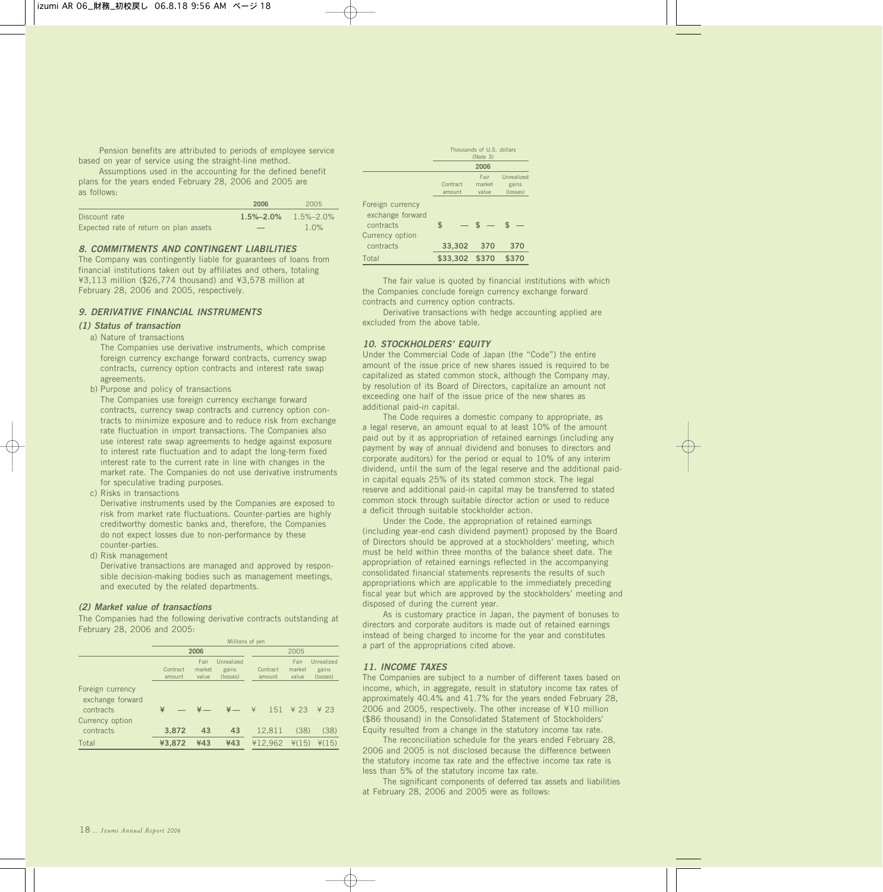Pension benefits are attributed to periods of employee service based on year of service using the straight-line method.

Assumptions used in the accounting for the defined benefit plans for the years ended February 28, 2006 and 2005 are as follows:

| | 2006 | 2005 |
|---|---|---|
| Discount rate | 1.5%–2.0% | 1.5%–2.0% |
| Expected rate of return on plan assets | — | 1.0% |

### 8. COMMITMENTS AND CONTINGENT LIABILITIES

The Company was contingently liable for guarantees of loans from financial institutions taken out by affiliates and others, totaling ¥3,113 million ($26,774 thousand) and ¥3,578 million at February 28, 2006 and 2005, respectively.

### 9. DERIVATIVE FINANCIAL INSTRUMENTS

#### (1) Status of transaction

a) Nature of transactions

The Companies use derivative instruments, which comprise foreign currency exchange forward contracts, currency swap contracts, currency option contracts and interest rate swap agreements.

b) Purpose and policy of transactions

The Companies use foreign currency exchange forward contracts, currency swap contracts and currency option contracts to minimize exposure and to reduce risk from exchange rate fluctuation in import transactions. The Companies also use interest rate swap agreements to hedge against exposure to interest rate fluctuation and to adapt the long-term fixed interest rate to the current rate in line with changes in the market rate. The Companies do not use derivative instruments for speculative trading purposes.

c) Risks in transactions

Derivative instruments used by the Companies are exposed to risk from market rate fluctuations. Counter-parties are highly creditworthy domestic banks and, therefore, the Companies do not expect losses due to non-performance by these counter-parties.

d) Risk management

Derivative transactions are managed and approved by responsible decision-making bodies such as management meetings, and executed by the related departments.

#### (2) Market value of transactions

The Companies had the following derivative contracts outstanding at February 28, 2006 and 2005:

| | Millions of yen | | | | | |
|---|---|---|---|---|---|---|
| | 2006 | | | 2005 | | |
| | Contract amount | Fair market value | Unrealized gains (losses) | Contract amount | Fair market value | Unrealized gains (losses) |
| Foreign currency exchange forward contracts | ¥ — | ¥— | ¥— | ¥ 151 | ¥ 23 | ¥ 23 |
| Currency option contracts | 3,872 | 43 | 43 | 12,811 | (38) | (38) |
| Total | ¥3,872 | ¥43 | ¥43 | ¥12,962 | ¥(15) | ¥(15) |

| | Thousands of U.S. dollars (Note 3) | | |
|---|---|---|---|
| | 2006 | | |
| | Contract amount | Fair market value | Unrealized gains (losses) |
| Foreign currency exchange forward contracts | $ — | $ — | $ — |
| Currency option contracts | 33,302 | 370 | 370 |
| Total | $33,302 | $370 | $370 |

The fair value is quoted by financial institutions with which the Companies conclude foreign currency exchange forward contracts and currency option contracts.

Derivative transactions with hedge accounting applied are excluded from the above table.

### 10. STOCKHOLDERS' EQUITY

Under the Commercial Code of Japan (the "Code") the entire amount of the issue price of new shares issued is required to be capitalized as stated common stock, although the Company may, by resolution of its Board of Directors, capitalize an amount not exceeding one half of the issue price of the new shares as additional paid-in capital.

The Code requires a domestic company to appropriate, as a legal reserve, an amount equal to at least 10% of the amount paid out by it as appropriation of retained earnings (including any payment by way of annual dividend and bonuses to directors and corporate auditors) for the period or equal to 10% of any interim dividend, until the sum of the legal reserve and the additional paid-in capital equals 25% of its stated common stock. The legal reserve and additional paid-in capital may be transferred to stated common stock through suitable director action or used to reduce a deficit through suitable stockholder action.

Under the Code, the appropriation of retained earnings (including year-end cash dividend payment) proposed by the Board of Directors should be approved at a stockholders' meeting, which must be held within three months of the balance sheet date. The appropriation of retained earnings reflected in the accompanying consolidated financial statements represents the results of such appropriations which are applicable to the immediately preceding fiscal year but which are approved by the stockholders' meeting and disposed of during the current year.

As is customary practice in Japan, the payment of bonuses to directors and corporate auditors is made out of retained earnings instead of being charged to income for the year and constitutes a part of the appropriations cited above.

### 11. INCOME TAXES

The Companies are subject to a number of different taxes based on income, which, in aggregate, result in statutory income tax rates of approximately 40.4% and 41.7% for the years ended February 28, 2006 and 2005, respectively. The other increase of ¥10 million ($86 thousand) in the Consolidated Statement of Stockholders' Equity resulted from a change in the statutory income tax rate.

The reconciliation schedule for the years ended February 28, 2006 and 2005 is not disclosed because the difference between the statutory income tax rate and the effective income tax rate is less than 5% of the statutory income tax rate.

The significant components of deferred tax assets and liabilities at February 28, 2006 and 2005 were as follows: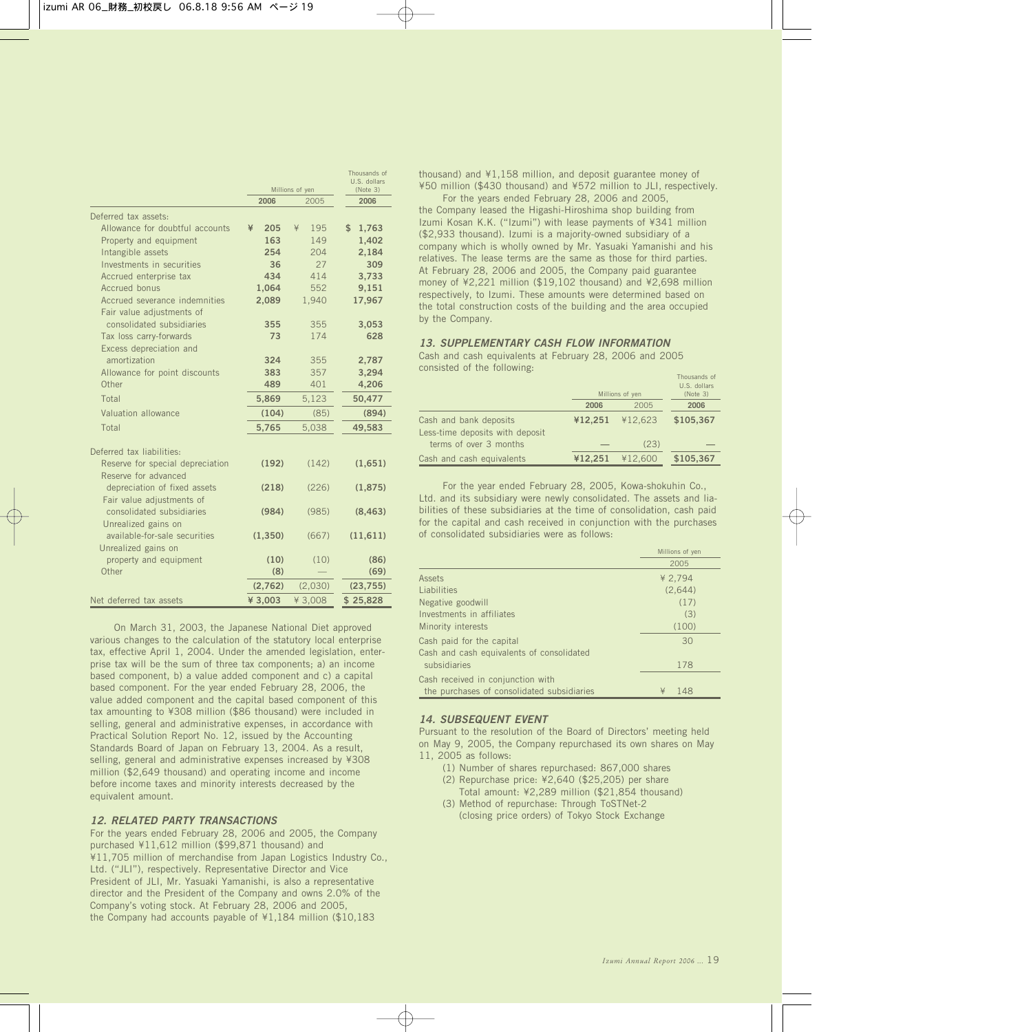| | Millions of yen | | Thousands of U.S. dollars (Note 3) |
|---|---|---|---|
| | 2006 | 2005 | 2006 |
| Deferred tax assets: | | | |
| Allowance for doubtful accounts | ¥ 205 | ¥ 195 | $ 1,763 |
| Property and equipment | 163 | 149 | 1,402 |
| Intangible assets | 254 | 204 | 2,184 |
| Investments in securities | 36 | 27 | 309 |
| Accrued enterprise tax | 434 | 414 | 3,733 |
| Accrued bonus | 1,064 | 552 | 9,151 |
| Accrued severance indemnities | 2,089 | 1,940 | 17,967 |
| Fair value adjustments of consolidated subsidiaries | 355 | 355 | 3,053 |
| Tax loss carry-forwards | 73 | 174 | 628 |
| Excess depreciation and amortization | 324 | 355 | 2,787 |
| Allowance for point discounts | 383 | 357 | 3,294 |
| Other | 489 | 401 | 4,206 |
| Total | 5,869 | 5,123 | 50,477 |
| Valuation allowance | (104) | (85) | (894) |
| Total | 5,765 | 5,038 | 49,583 |
| Deferred tax liabilities: | | | |
| Reserve for special depreciation | (192) | (142) | (1,651) |
| Reserve for advanced depreciation of fixed assets | (218) | (226) | (1,875) |
| Fair value adjustments of consolidated subsidiaries | (984) | (985) | (8,463) |
| Unrealized gains on available-for-sale securities | (1,350) | (667) | (11,611) |
| Unrealized gains on property and equipment | (10) | (10) | (86) |
| Other | (8) | — | (69) |
| | (2,762) | (2,030) | (23,755) |
| Net deferred tax assets | ¥ 3,003 | ¥ 3,008 | $ 25,828 |

On March 31, 2003, the Japanese National Diet approved various changes to the calculation of the statutory local enterprise tax, effective April 1, 2004. Under the amended legislation, enterprise tax will be the sum of three tax components; a) an income based component, b) a value added component and c) a capital based component. For the year ended February 28, 2006, the value added component and the capital based component of this tax amounting to ¥308 million ($86 thousand) were included in selling, general and administrative expenses, in accordance with Practical Solution Report No. 12, issued by the Accounting Standards Board of Japan on February 13, 2004. As a result, selling, general and administrative expenses increased by ¥308 million ($2,649 thousand) and operating income and income before income taxes and minority interests decreased by the equivalent amount.

### *12. RELATED PARTY TRANSACTIONS*

For the years ended February 28, 2006 and 2005, the Company purchased ¥11,612 million ($99,871 thousand) and ¥11,705 million of merchandise from Japan Logistics Industry Co., Ltd. ("JLI"), respectively. Representative Director and Vice President of JLI, Mr. Yasuaki Yamanishi, is also a representative director and the President of the Company and owns 2.0% of the Company's voting stock. At February 28, 2006 and 2005, the Company had accounts payable of ¥1,184 million ($10,183 thousand) and ¥1,158 million, and deposit guarantee money of ¥50 million ($430 thousand) and ¥572 million to JLI, respectively.

For the years ended February 28, 2006 and 2005, the Company leased the Higashi-Hiroshima shop building from Izumi Kosan K.K. ("Izumi") with lease payments of ¥341 million ($2,933 thousand). Izumi is a majority-owned subsidiary of a company which is wholly owned by Mr. Yasuaki Yamanishi and his relatives. The lease terms are the same as those for third parties. At February 28, 2006 and 2005, the Company paid guarantee money of ¥2,221 million ($19,102 thousand) and ¥2,698 million respectively, to Izumi. These amounts were determined based on the total construction costs of the building and the area occupied by the Company.

### *13. SUPPLEMENTARY CASH FLOW INFORMATION*

Cash and cash equivalents at February 28, 2006 and 2005 consisted of the following:

| | Millions of yen | | Thousands of U.S. dollars (Note 3) |
|---|---|---|---|
| | 2006 | 2005 | 2006 |
| Cash and bank deposits | ¥12,251 | ¥12,623 | $105,367 |
| Less-time deposits with deposit terms of over 3 months | — | (23) | — |
| Cash and cash equivalents | ¥12,251 | ¥12,600 | $105,367 |

For the year ended February 28, 2005, Kowa-shokuhin Co., Ltd. and its subsidiary were newly consolidated. The assets and liabilities of these subsidiaries at the time of consolidation, cash paid for the capital and cash received in conjunction with the purchases of consolidated subsidiaries were as follows:

| | Millions of yen |
|---|---|
| | 2005 |
| Assets | ¥ 2,794 |
| Liabilities | (2,644) |
| Negative goodwill | (17) |
| Investments in affiliates | (3) |
| Minority interests | (100) |
| Cash paid for the capital | 30 |
| Cash and cash equivalents of consolidated subsidiaries | 178 |
| Cash received in conjunction with the purchases of consolidated subsidiaries | ¥ 148 |

### *14. SUBSEQUENT EVENT*

Pursuant to the resolution of the Board of Directors' meeting held on May 9, 2005, the Company repurchased its own shares on May 11, 2005 as follows:

(1) Number of shares repurchased: 867,000 shares
(2) Repurchase price: ¥2,640 ($25,205) per share
Total amount: ¥2,289 million ($21,854 thousand)
(3) Method of repurchase: Through ToSTNet-2
(closing price orders) of Tokyo Stock Exchange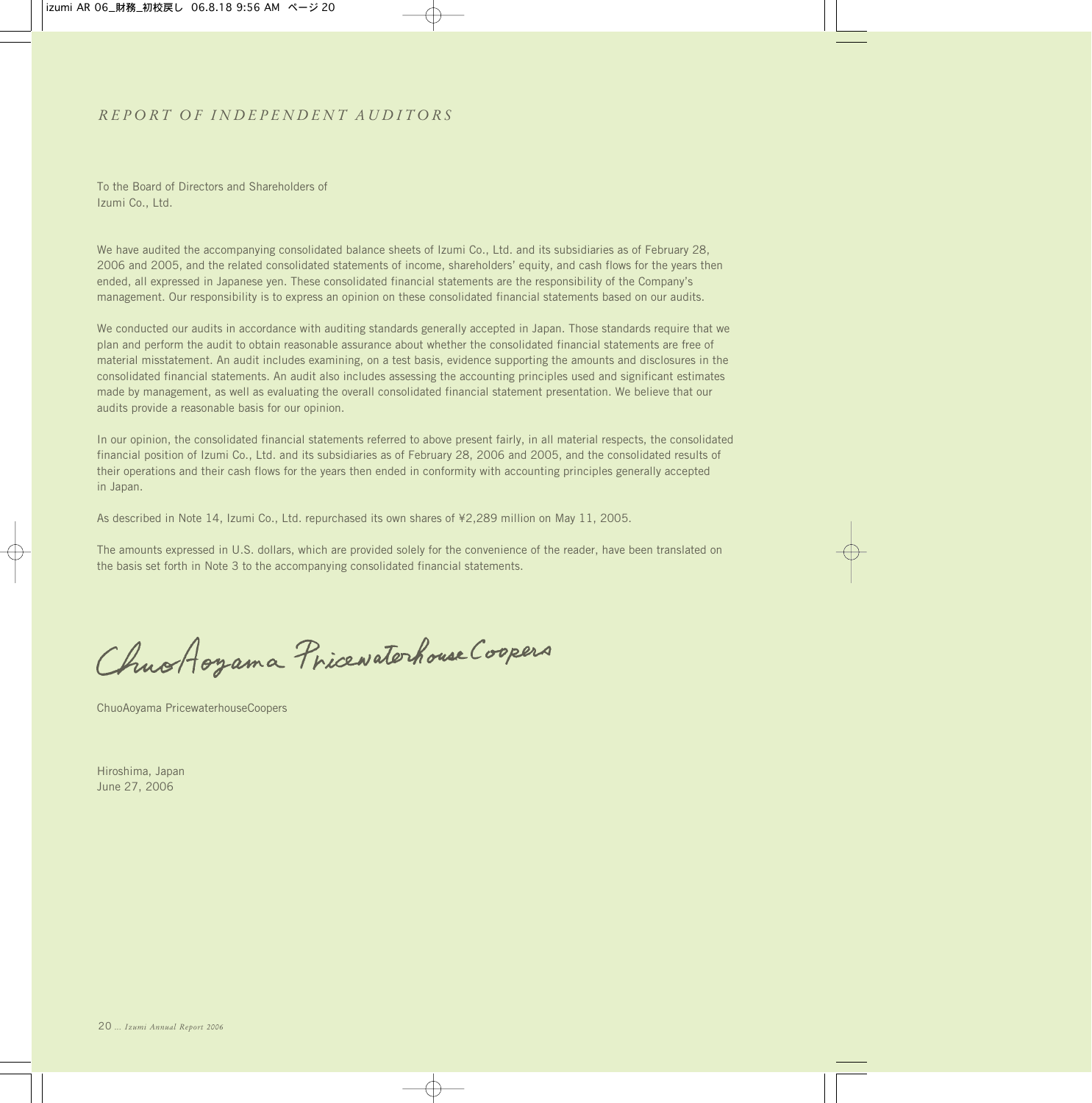# *REPORT OF INDEPENDENT AUDITORS*

To the Board of Directors and Shareholders of
Izumi Co., Ltd.

We have audited the accompanying consolidated balance sheets of Izumi Co., Ltd. and its subsidiaries as of February 28, 2006 and 2005, and the related consolidated statements of income, shareholders' equity, and cash flows for the years then ended, all expressed in Japanese yen. These consolidated financial statements are the responsibility of the Company's management. Our responsibility is to express an opinion on these consolidated financial statements based on our audits.

We conducted our audits in accordance with auditing standards generally accepted in Japan. Those standards require that we plan and perform the audit to obtain reasonable assurance about whether the consolidated financial statements are free of material misstatement. An audit includes examining, on a test basis, evidence supporting the amounts and disclosures in the consolidated financial statements. An audit also includes assessing the accounting principles used and significant estimates made by management, as well as evaluating the overall consolidated financial statement presentation. We believe that our audits provide a reasonable basis for our opinion.

In our opinion, the consolidated financial statements referred to above present fairly, in all material respects, the consolidated financial position of Izumi Co., Ltd. and its subsidiaries as of February 28, 2006 and 2005, and the consolidated results of their operations and their cash flows for the years then ended in conformity with accounting principles generally accepted in Japan.

As described in Note 14, Izumi Co., Ltd. repurchased its own shares of ¥2,289 million on May 11, 2005.

The amounts expressed in U.S. dollars, which are provided solely for the convenience of the reader, have been translated on the basis set forth in Note 3 to the accompanying consolidated financial statements.

*ChuoAoyama PricewaterhouseCoopers*

ChuoAoyama PricewaterhouseCoopers

Hiroshima, Japan
June 27, 2006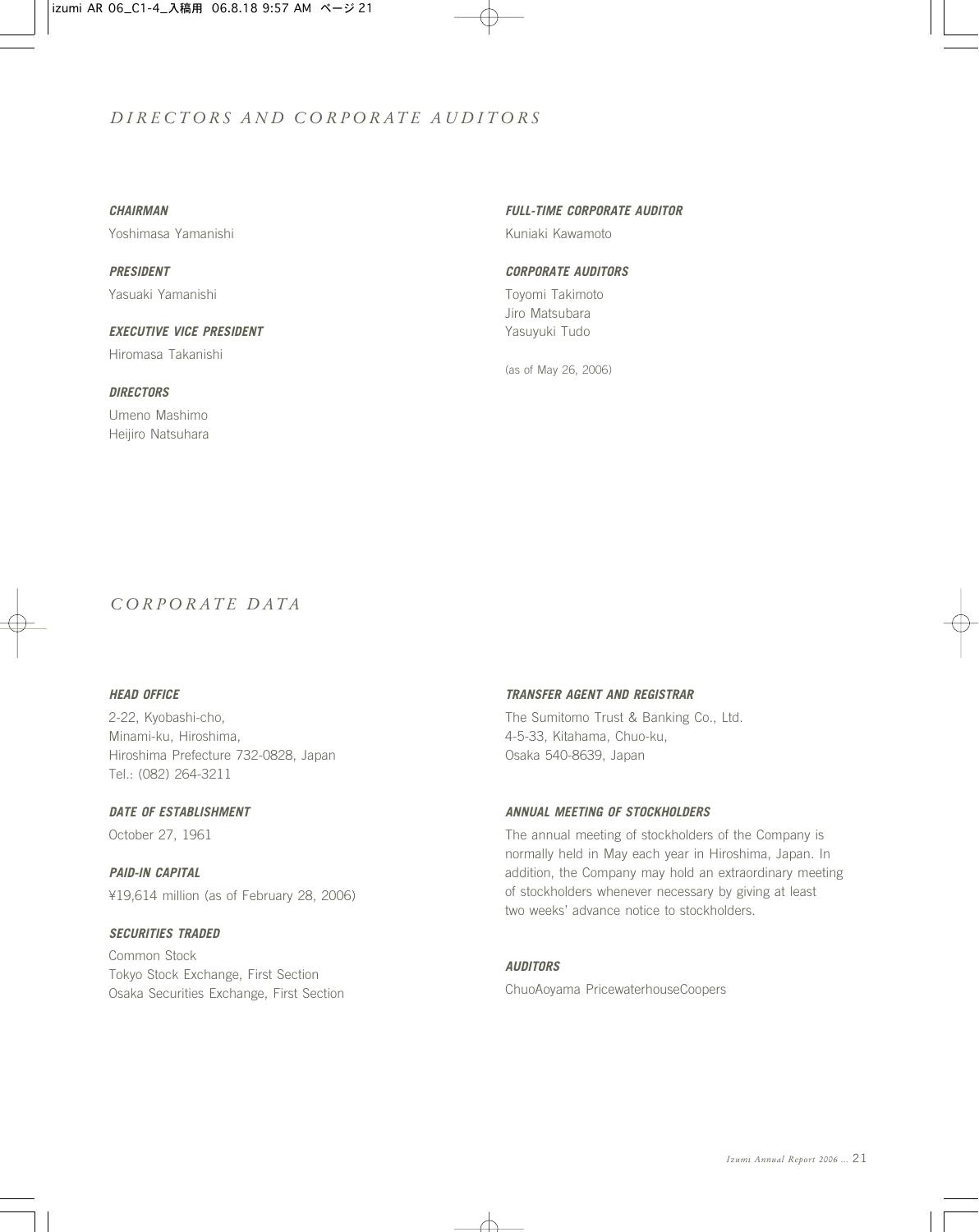## *DIRECTORS AND CORPORATE AUDITORS*

***CHAIRMAN***

Yoshimasa Yamanishi

***PRESIDENT***

Yasuaki Yamanishi

***EXECUTIVE VICE PRESIDENT***

Hiromasa Takanishi

***DIRECTORS***

Umeno Mashimo
Heijiro Natsuhara

***FULL-TIME CORPORATE AUDITOR***

Kuniaki Kawamoto

***CORPORATE AUDITORS***

Toyomi Takimoto
Jiro Matsubara
Yasuyuki Tudo

(as of May 26, 2006)

## *CORPORATE DATA*

***HEAD OFFICE***

2-22, Kyobashi-cho,
Minami-ku, Hiroshima,
Hiroshima Prefecture 732-0828, Japan
Tel.: (082) 264-3211

***DATE OF ESTABLISHMENT***

October 27, 1961

***PAID-IN CAPITAL***

¥19,614 million (as of February 28, 2006)

***SECURITIES TRADED***

Common Stock
Tokyo Stock Exchange, First Section
Osaka Securities Exchange, First Section

***TRANSFER AGENT AND REGISTRAR***

The Sumitomo Trust & Banking Co., Ltd.
4-5-33, Kitahama, Chuo-ku,
Osaka 540-8639, Japan

***ANNUAL MEETING OF STOCKHOLDERS***

The annual meeting of stockholders of the Company is normally held in May each year in Hiroshima, Japan. In addition, the Company may hold an extraordinary meeting of stockholders whenever necessary by giving at least two weeks' advance notice to stockholders.

***AUDITORS***

ChuoAoyama PricewaterhouseCoopers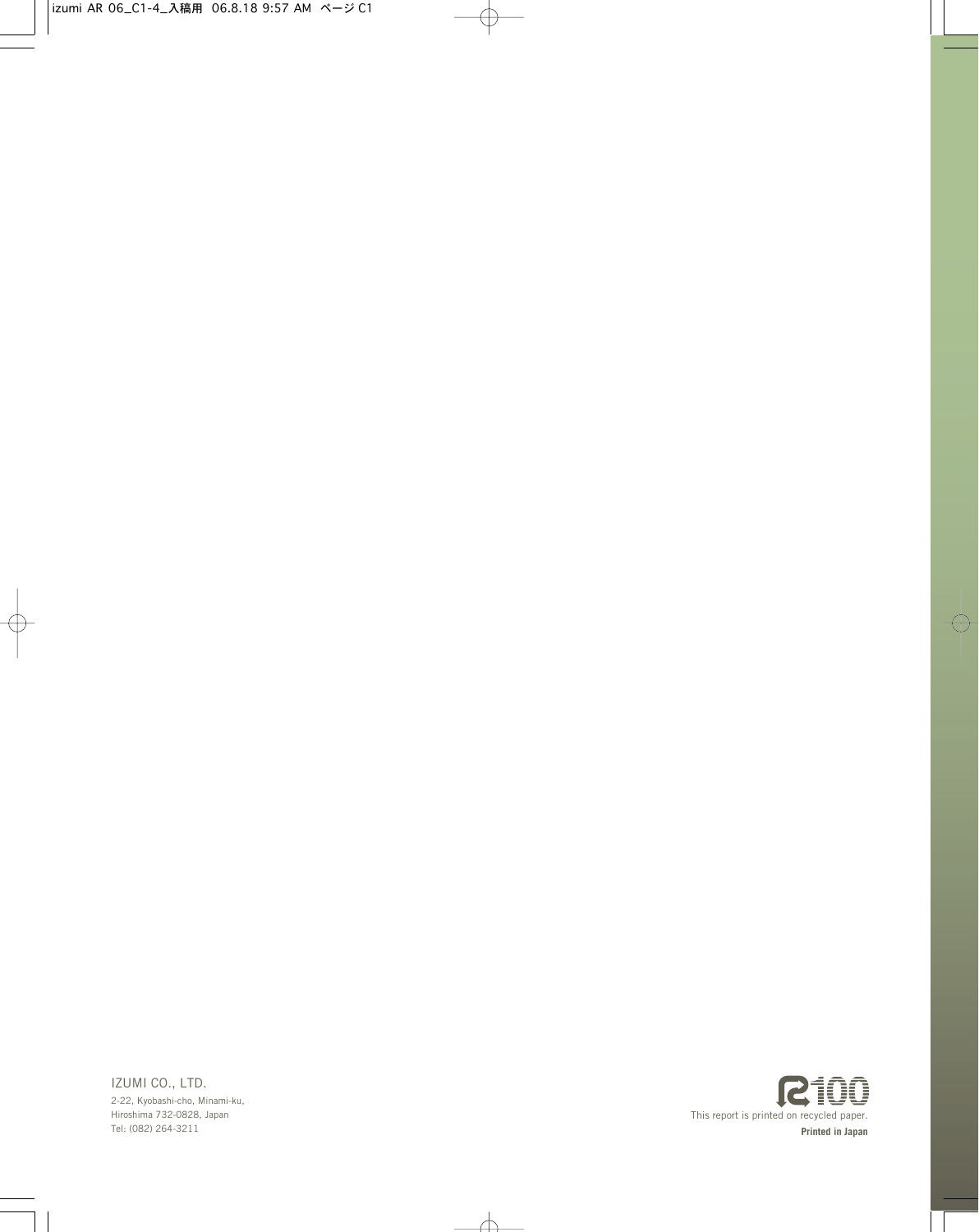IZUMI CO., LTD.

2-22, Kyobashi-cho, Minami-ku,
Hiroshima 732-0828, Japan
Tel: (082) 264-3211

R100

This report is printed on recycled paper.

**Printed in Japan**